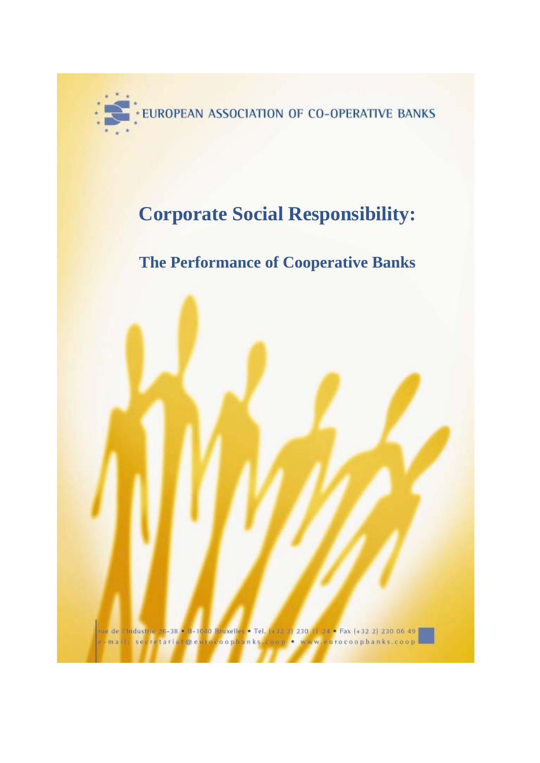EUROPEAN ASSOCIATION OF CO-OPERATIVE BANKS

# Corporate Social Responsibility:

## The Performance of Cooperative Banks

rue de l'Industrie 26-38 • B-1040 Bruxelles • Tel. (+32 2) 230 11 24 • Fax (+32 2) 230 06 49
e-mail: secretariat@eurocoopbanks.coop • www.eurocoopbanks.coop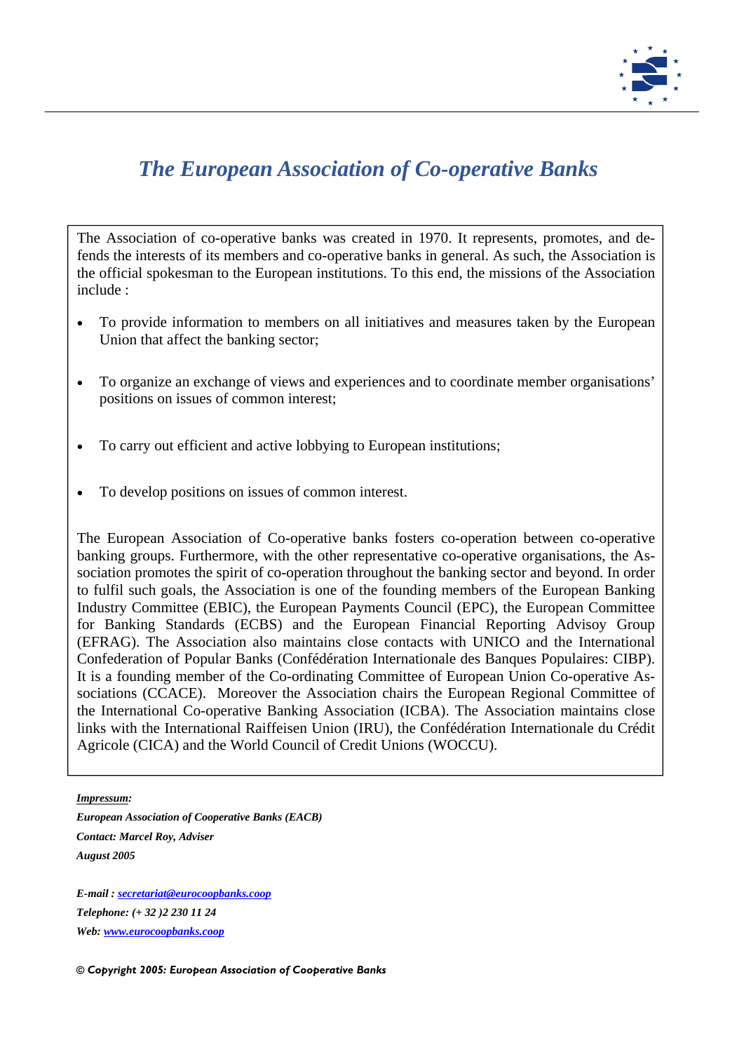# *The European Association of Co-operative Banks*

The Association of co-operative banks was created in 1970. It represents, promotes, and defends the interests of its members and co-operative banks in general. As such, the Association is the official spokesman to the European institutions. To this end, the missions of the Association include :

- To provide information to members on all initiatives and measures taken by the European Union that affect the banking sector;
- To organize an exchange of views and experiences and to coordinate member organisations' positions on issues of common interest;
- To carry out efficient and active lobbying to European institutions;
- To develop positions on issues of common interest.

The European Association of Co-operative banks fosters co-operation between co-operative banking groups. Furthermore, with the other representative co-operative organisations, the Association promotes the spirit of co-operation throughout the banking sector and beyond. In order to fulfil such goals, the Association is one of the founding members of the European Banking Industry Committee (EBIC), the European Payments Council (EPC), the European Committee for Banking Standards (ECBS) and the European Financial Reporting Advisory Group (EFRAG). The Association also maintains close contacts with UNICO and the International Confederation of Popular Banks (Confédération Internationale des Banques Populaires: CIBP). It is a founding member of the Co-ordinating Committee of European Union Co-operative Associations (CCACE). Moreover the Association chairs the European Regional Committee of the International Co-operative Banking Association (ICBA). The Association maintains close links with the International Raiffeisen Union (IRU), the Confédération Internationale du Crédit Agricole (CICA) and the World Council of Credit Unions (WOCCU).

***Impressum:***
***European Association of Cooperative Banks (EACB)***
***Contact: Marcel Roy, Adviser***
***August 2005***

***E-mail : secretariat@eurocoopbanks.coop***
***Telephone: (+ 32 )2 230 11 24***
***Web: www.eurocoopbanks.coop***

***© Copyright 2005: European Association of Cooperative Banks***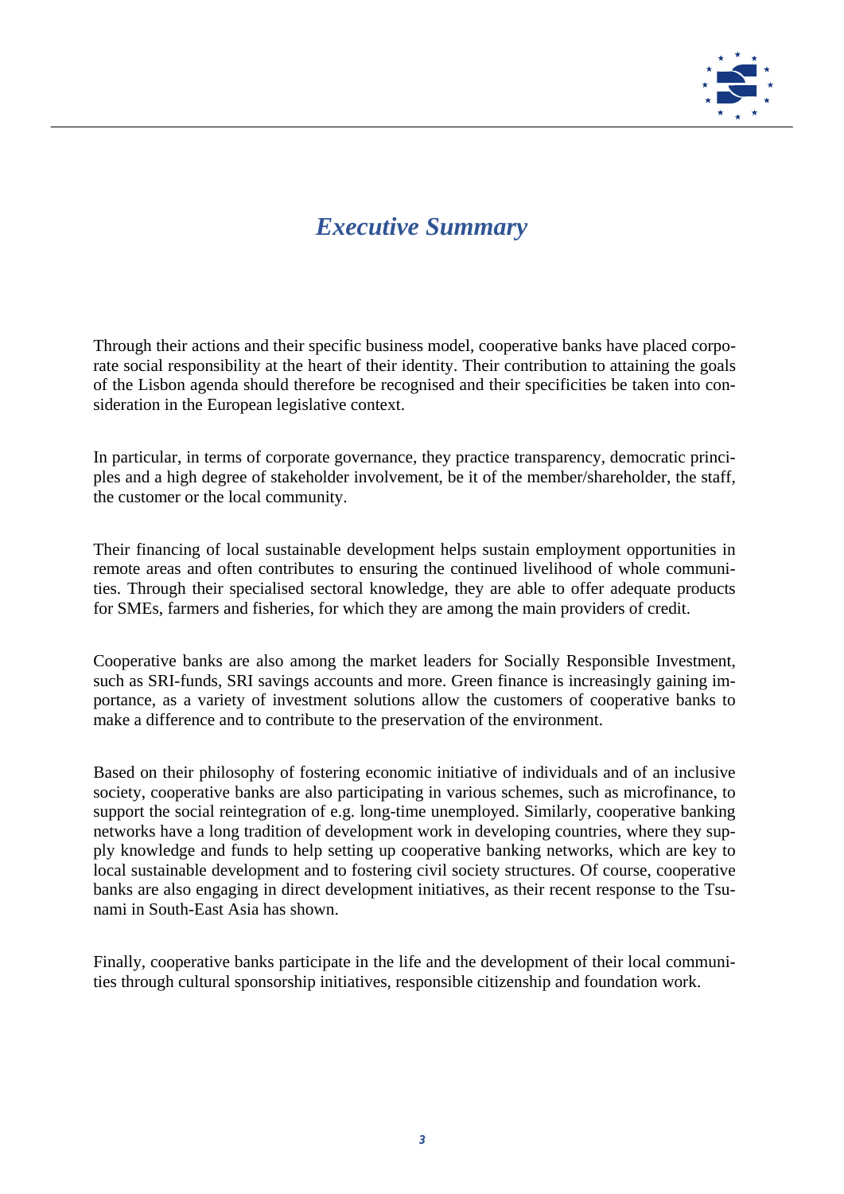# *Executive Summary*

Through their actions and their specific business model, cooperative banks have placed corporate social responsibility at the heart of their identity. Their contribution to attaining the goals of the Lisbon agenda should therefore be recognised and their specificities be taken into consideration in the European legislative context.

In particular, in terms of corporate governance, they practice transparency, democratic principles and a high degree of stakeholder involvement, be it of the member/shareholder, the staff, the customer or the local community.

Their financing of local sustainable development helps sustain employment opportunities in remote areas and often contributes to ensuring the continued livelihood of whole communities. Through their specialised sectoral knowledge, they are able to offer adequate products for SMEs, farmers and fisheries, for which they are among the main providers of credit.

Cooperative banks are also among the market leaders for Socially Responsible Investment, such as SRI-funds, SRI savings accounts and more. Green finance is increasingly gaining importance, as a variety of investment solutions allow the customers of cooperative banks to make a difference and to contribute to the preservation of the environment.

Based on their philosophy of fostering economic initiative of individuals and of an inclusive society, cooperative banks are also participating in various schemes, such as microfinance, to support the social reintegration of e.g. long-time unemployed. Similarly, cooperative banking networks have a long tradition of development work in developing countries, where they supply knowledge and funds to help setting up cooperative banking networks, which are key to local sustainable development and to fostering civil society structures. Of course, cooperative banks are also engaging in direct development initiatives, as their recent response to the Tsunami in South-East Asia has shown.

Finally, cooperative banks participate in the life and the development of their local communities through cultural sponsorship initiatives, responsible citizenship and foundation work.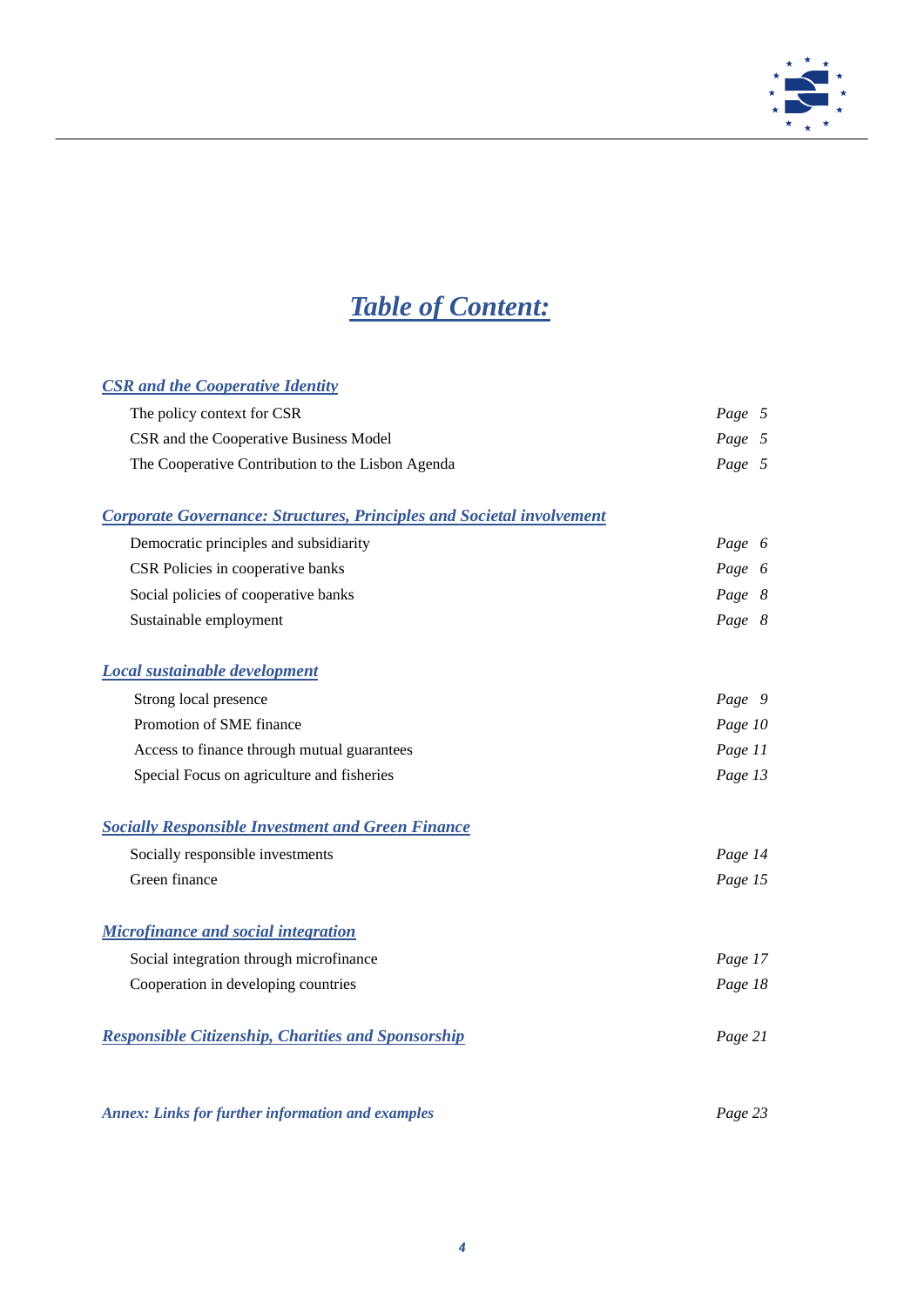# *Table of Content:*

***CSR and the Cooperative Identity***

| | |
|---|---|
| The policy context for CSR | *Page 5* |
| CSR and the Cooperative Business Model | *Page 5* |
| The Cooperative Contribution to the Lisbon Agenda | *Page 5* |

***Corporate Governance: Structures, Principles and Societal involvement***

| | |
|---|---|
| Democratic principles and subsidiarity | *Page 6* |
| CSR Policies in cooperative banks | *Page 6* |
| Social policies of cooperative banks | *Page 8* |
| Sustainable employment | *Page 8* |

***Local sustainable development***

| | |
|---|---|
| Strong local presence | *Page 9* |
| Promotion of SME finance | *Page 10* |
| Access to finance through mutual guarantees | *Page 11* |
| Special Focus on agriculture and fisheries | *Page 13* |

***Socially Responsible Investment and Green Finance***

| | |
|---|---|
| Socially responsible investments | *Page 14* |
| Green finance | *Page 15* |

***Microfinance and social integration***

| | |
|---|---|
| Social integration through microfinance | *Page 17* |
| Cooperation in developing countries | *Page 18* |

***Responsible Citizenship, Charities and Sponsorship*** — *Page 21*

***Annex: Links for further information and examples*** — *Page 23*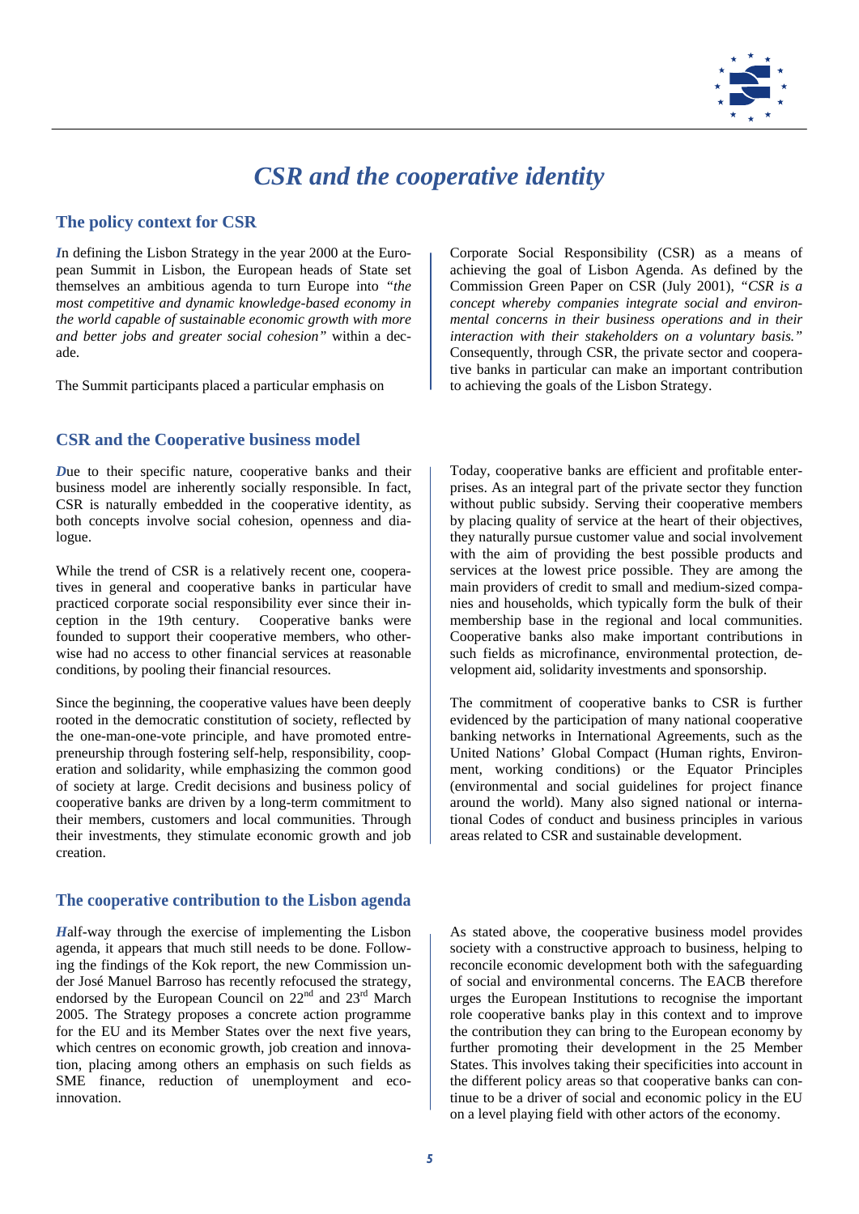# *CSR and the cooperative identity*

## The policy context for CSR

*I*n defining the Lisbon Strategy in the year 2000 at the European Summit in Lisbon, the European heads of State set themselves an ambitious agenda to turn Europe into *"the most competitive and dynamic knowledge-based economy in the world capable of sustainable economic growth with more and better jobs and greater social cohesion"* within a decade.

The Summit participants placed a particular emphasis on Corporate Social Responsibility (CSR) as a means of achieving the goal of Lisbon Agenda. As defined by the Commission Green Paper on CSR (July 2001), "*CSR is a concept whereby companies integrate social and environmental concerns in their business operations and in their interaction with their stakeholders on a voluntary basis."* Consequently, through CSR, the private sector and cooperative banks in particular can make an important contribution to achieving the goals of the Lisbon Strategy.

## CSR and the Cooperative business model

*D*ue to their specific nature, cooperative banks and their business model are inherently socially responsible. In fact, CSR is naturally embedded in the cooperative identity, as both concepts involve social cohesion, openness and dialogue.

While the trend of CSR is a relatively recent one, cooperatives in general and cooperative banks in particular have practiced corporate social responsibility ever since their inception in the 19th century. Cooperative banks were founded to support their cooperative members, who otherwise had no access to other financial services at reasonable conditions, by pooling their financial resources.

Since the beginning, the cooperative values have been deeply rooted in the democratic constitution of society, reflected by the one-man-one-vote principle, and have promoted entrepreneurship through fostering self-help, responsibility, cooperation and solidarity, while emphasizing the common good of society at large. Credit decisions and business policy of cooperative banks are driven by a long-term commitment to their members, customers and local communities. Through their investments, they stimulate economic growth and job creation.

Today, cooperative banks are efficient and profitable enterprises. As an integral part of the private sector they function without public subsidy. Serving their cooperative members by placing quality of service at the heart of their objectives, they naturally pursue customer value and social involvement with the aim of providing the best possible products and services at the lowest price possible. They are among the main providers of credit to small and medium-sized companies and households, which typically form the bulk of their membership base in the regional and local communities. Cooperative banks also make important contributions in such fields as microfinance, environmental protection, development aid, solidarity investments and sponsorship.

The commitment of cooperative banks to CSR is further evidenced by the participation of many national cooperative banking networks in International Agreements, such as the United Nations' Global Compact (Human rights, Environment, working conditions) or the Equator Principles (environmental and social guidelines for project finance around the world). Many also signed national or international Codes of conduct and business principles in various areas related to CSR and sustainable development.

## The cooperative contribution to the Lisbon agenda

*H*alf-way through the exercise of implementing the Lisbon agenda, it appears that much still needs to be done. Following the findings of the Kok report, the new Commission under José Manuel Barroso has recently refocused the strategy, endorsed by the European Council on 22nd and 23rd March 2005. The Strategy proposes a concrete action programme for the EU and its Member States over the next five years, which centres on economic growth, job creation and innovation, placing among others an emphasis on such fields as SME finance, reduction of unemployment and eco-innovation.

As stated above, the cooperative business model provides society with a constructive approach to business, helping to reconcile economic development both with the safeguarding of social and environmental concerns. The EACB therefore urges the European Institutions to recognise the important role cooperative banks play in this context and to improve the contribution they can bring to the European economy by further promoting their development in the 25 Member States. This involves taking their specificities into account in the different policy areas so that cooperative banks can continue to be a driver of social and economic policy in the EU on a level playing field with other actors of the economy.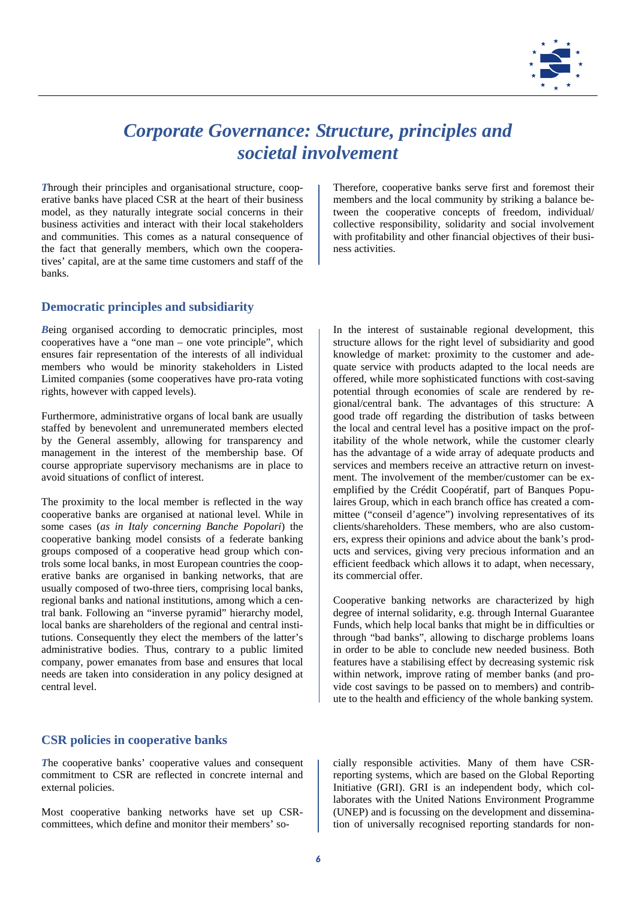# *Corporate Governance: Structure, principles and societal involvement*

Through their principles and organisational structure, cooperative banks have placed CSR at the heart of their business model, as they naturally integrate social concerns in their business activities and interact with their local stakeholders and communities. This comes as a natural consequence of the fact that generally members, which own the cooperatives' capital, are at the same time customers and staff of the banks.

Therefore, cooperative banks serve first and foremost their members and the local community by striking a balance between the cooperative concepts of freedom, individual/ collective responsibility, solidarity and social involvement with profitability and other financial objectives of their business activities.

## Democratic principles and subsidiarity

Being organised according to democratic principles, most cooperatives have a "one man – one vote principle", which ensures fair representation of the interests of all individual members who would be minority stakeholders in Listed Limited companies (some cooperatives have pro-rata voting rights, however with capped levels).

Furthermore, administrative organs of local bank are usually staffed by benevolent and unremunerated members elected by the General assembly, allowing for transparency and management in the interest of the membership base. Of course appropriate supervisory mechanisms are in place to avoid situations of conflict of interest.

The proximity to the local member is reflected in the way cooperative banks are organised at national level. While in some cases (*as in Italy concerning Banche Popolari*) the cooperative banking model consists of a federate banking groups composed of a cooperative head group which controls some local banks, in most European countries the cooperative banks are organised in banking networks, that are usually composed of two-three tiers, comprising local banks, regional banks and national institutions, among which a central bank. Following an "inverse pyramid" hierarchy model, local banks are shareholders of the regional and central institutions. Consequently they elect the members of the latter's administrative bodies. Thus, contrary to a public limited company, power emanates from base and ensures that local needs are taken into consideration in any policy designed at central level.

In the interest of sustainable regional development, this structure allows for the right level of subsidiarity and good knowledge of market: proximity to the customer and adequate service with products adapted to the local needs are offered, while more sophisticated functions with cost-saving potential through economies of scale are rendered by regional/central bank. The advantages of this structure: A good trade off regarding the distribution of tasks between the local and central level has a positive impact on the profitability of the whole network, while the customer clearly has the advantage of a wide array of adequate products and services and members receive an attractive return on investment. The involvement of the member/customer can be exemplified by the Crédit Coopératif, part of Banques Populaires Group, which in each branch office has created a committee ("conseil d'agence") involving representatives of its clients/shareholders. These members, who are also customers, express their opinions and advice about the bank's products and services, giving very precious information and an efficient feedback which allows it to adapt, when necessary, its commercial offer.

Cooperative banking networks are characterized by high degree of internal solidarity, e.g. through Internal Guarantee Funds, which help local banks that might be in difficulties or through "bad banks", allowing to discharge problems loans in order to be able to conclude new needed business. Both features have a stabilising effect by decreasing systemic risk within network, improve rating of member banks (and provide cost savings to be passed on to members) and contribute to the health and efficiency of the whole banking system.

## CSR policies in cooperative banks

The cooperative banks' cooperative values and consequent commitment to CSR are reflected in concrete internal and external policies.

Most cooperative banking networks have set up CSR-committees, which define and monitor their members' socially responsible activities. Many of them have CSR-reporting systems, which are based on the Global Reporting Initiative (GRI). GRI is an independent body, which collaborates with the United Nations Environment Programme (UNEP) and is focussing on the development and dissemination of universally recognised reporting standards for non-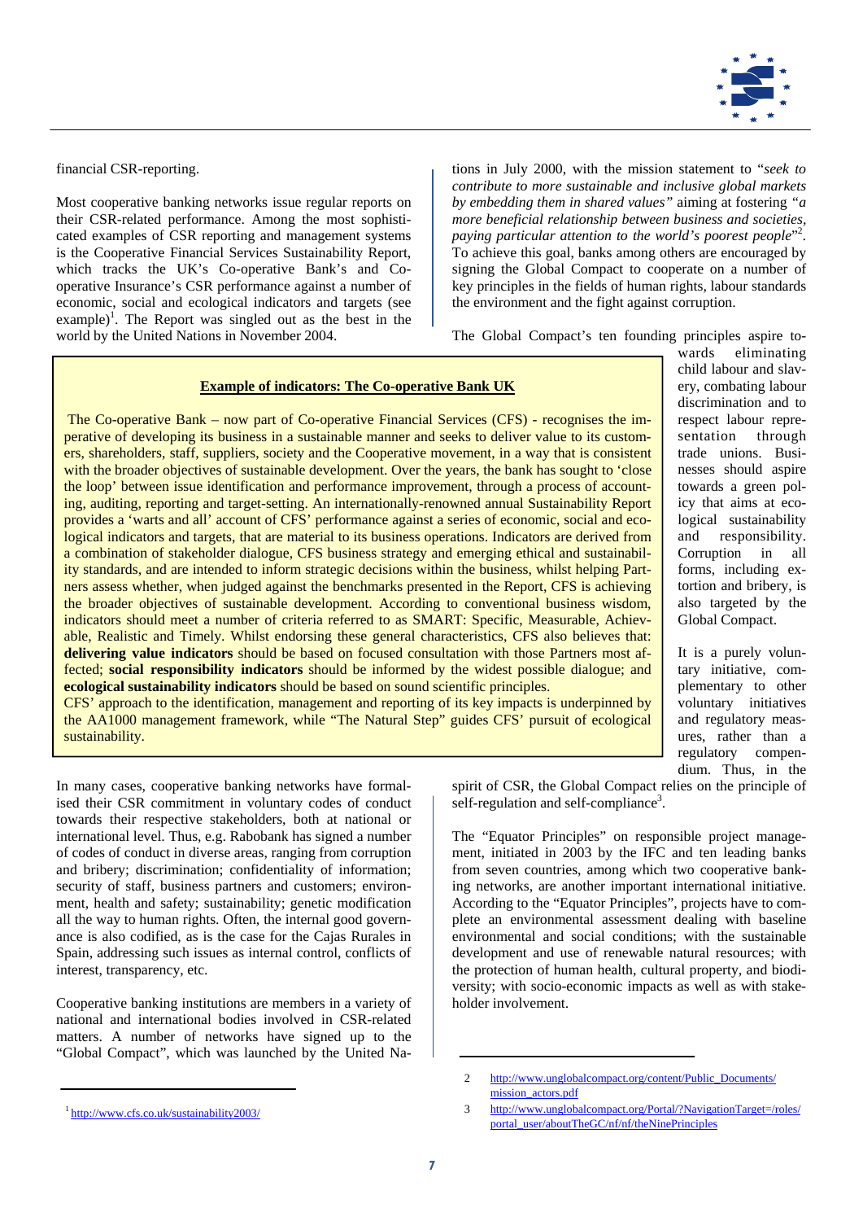financial CSR-reporting.

Most cooperative banking networks issue regular reports on their CSR-related performance. Among the most sophisticated examples of CSR reporting and management systems is the Cooperative Financial Services Sustainability Report, which tracks the UK's Co-operative Bank's and Co-operative Insurance's CSR performance against a number of economic, social and ecological indicators and targets (see example)[1]. The Report was singled out as the best in the world by the United Nations in November 2004.

> **Example of indicators: The Co-operative Bank UK**
>
> The Co-operative Bank – now part of Co-operative Financial Services (CFS) - recognises the imperative of developing its business in a sustainable manner and seeks to deliver value to its customers, shareholders, staff, suppliers, society and the Cooperative movement, in a way that is consistent with the broader objectives of sustainable development. Over the years, the bank has sought to 'close the loop' between issue identification and performance improvement, through a process of accounting, auditing, reporting and target-setting. An internationally-renowned annual Sustainability Report provides a 'warts and all' account of CFS' performance against a series of economic, social and ecological indicators and targets, that are material to its business operations. Indicators are derived from a combination of stakeholder dialogue, CFS business strategy and emerging ethical and sustainability standards, and are intended to inform strategic decisions within the business, whilst helping Partners assess whether, when judged against the benchmarks presented in the Report, CFS is achieving the broader objectives of sustainable development. According to conventional business wisdom, indicators should meet a number of criteria referred to as SMART: Specific, Measurable, Achievable, Realistic and Timely. Whilst endorsing these general characteristics, CFS also believes that: **delivering value indicators** should be based on focused consultation with those Partners most affected; **social responsibility indicators** should be informed by the widest possible dialogue; and **ecological sustainability indicators** should be based on sound scientific principles.
> CFS' approach to the identification, management and reporting of its key impacts is underpinned by the AA1000 management framework, while "The Natural Step" guides CFS' pursuit of ecological sustainability.

In many cases, cooperative banking networks have formalised their CSR commitment in voluntary codes of conduct towards their respective stakeholders, both at national or international level. Thus, e.g. Rabobank has signed a number of codes of conduct in diverse areas, ranging from corruption and bribery; discrimination; confidentiality of information; security of staff, business partners and customers; environment, health and safety; sustainability; genetic modification all the way to human rights. Often, the internal good governance is also codified, as is the case for the Cajas Rurales in Spain, addressing such issues as internal control, conflicts of interest, transparency, etc.

Cooperative banking institutions are members in a variety of national and international bodies involved in CSR-related matters. A number of networks have signed up to the "Global Compact", which was launched by the United Nations in July 2000, with the mission statement to "*seek to contribute to more sustainable and inclusive global markets by embedding them in shared values*" aiming at fostering "*a more beneficial relationship between business and societies, paying particular attention to the world's poorest people*"[2]. To achieve this goal, banks among others are encouraged by signing the Global Compact to cooperate on a number of key principles in the fields of human rights, labour standards the environment and the fight against corruption.

The Global Compact's ten founding principles aspire towards eliminating child labour and slavery, combating labour discrimination and to respect labour representation through trade unions. Businesses should aspire towards a green policy that aims at ecological sustainability and responsibility. Corruption in all forms, including extortion and bribery, is also targeted by the Global Compact.

It is a purely voluntary initiative, complementary to other voluntary initiatives and regulatory measures, rather than a regulatory compendium. Thus, in the spirit of CSR, the Global Compact relies on the principle of self-regulation and self-compliance[3].

The "Equator Principles" on responsible project management, initiated in 2003 by the IFC and ten leading banks from seven countries, among which two cooperative banking networks, are another important international initiative. According to the "Equator Principles", projects have to complete an environmental assessment dealing with baseline environmental and social conditions; with the sustainable development and use of renewable natural resources; with the protection of human health, cultural property, and biodiversity; with socio-economic impacts as well as with stakeholder involvement.

---

[1] http://www.cfs.co.uk/sustainability2003/

[2] http://www.unglobalcompact.org/content/Public_Documents/mission_actors.pdf

[3] http://www.unglobalcompact.org/Portal/?NavigationTarget=/roles/portal_user/aboutTheGC/nf/nf/theNinePrinciples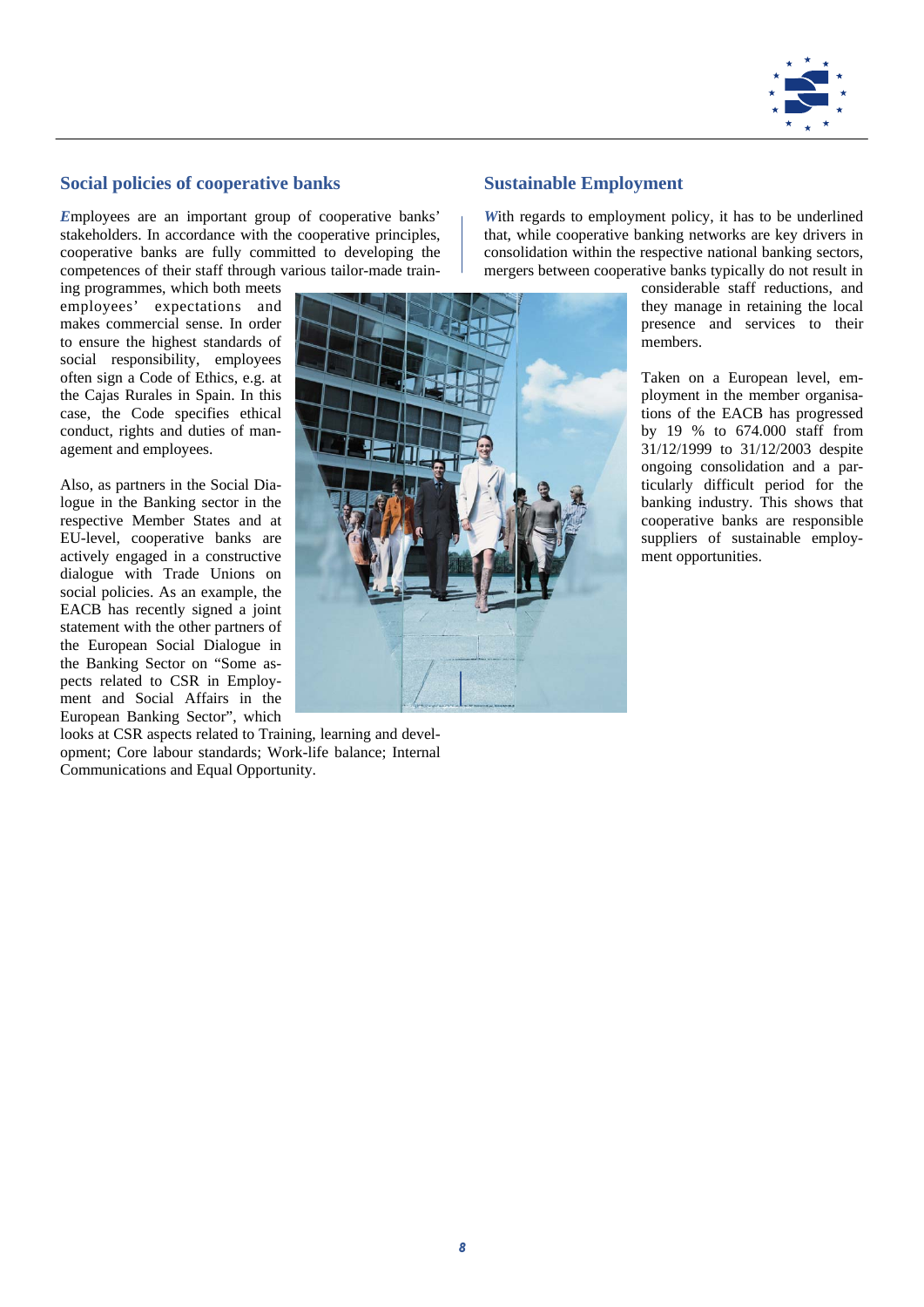## Social policies of cooperative banks

*E*mployees are an important group of cooperative banks' stakeholders. In accordance with the cooperative principles, cooperative banks are fully committed to developing the competences of their staff through various tailor-made training programmes, which both meets employees' expectations and makes commercial sense. In order to ensure the highest standards of social responsibility, employees often sign a Code of Ethics, e.g. at the Cajas Rurales in Spain. In this case, the Code specifies ethical conduct, rights and duties of management and employees.

Also, as partners in the Social Dialogue in the Banking sector in the respective Member States and at EU-level, cooperative banks are actively engaged in a constructive dialogue with Trade Unions on social policies. As an example, the EACB has recently signed a joint statement with the other partners of the European Social Dialogue in the Banking Sector on "Some aspects related to CSR in Employment and Social Affairs in the European Banking Sector", which looks at CSR aspects related to Training, learning and development; Core labour standards; Work-life balance; Internal Communications and Equal Opportunity.

## Sustainable Employment

*W*ith regards to employment policy, it has to be underlined that, while cooperative banking networks are key drivers in consolidation within the respective national banking sectors, mergers between cooperative banks typically do not result in considerable staff reductions, and they manage in retaining the local presence and services to their members.

Taken on a European level, employment in the member organisations of the EACB has progressed by 19 % to 674.000 staff from 31/12/1999 to 31/12/2003 despite ongoing consolidation and a particularly difficult period for the banking industry. This shows that cooperative banks are responsible suppliers of sustainable employment opportunities.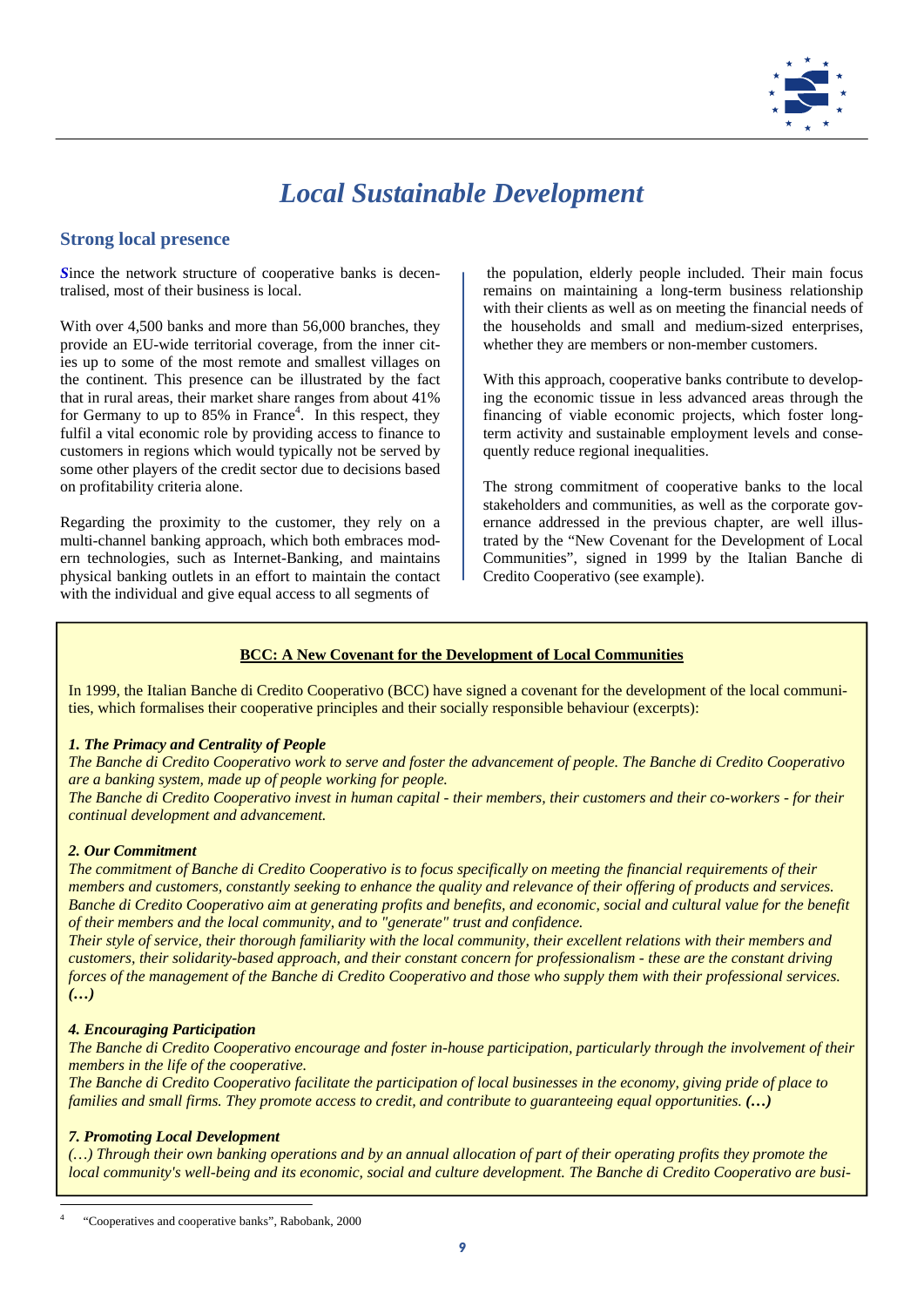# Local Sustainable Development

## Strong local presence

**Since** the network structure of cooperative banks is decentralised, most of their business is local.

With over 4,500 banks and more than 56,000 branches, they provide an EU-wide territorial coverage, from the inner cities up to some of the most remote and smallest villages on the continent. This presence can be illustrated by the fact that in rural areas, their market share ranges from about 41% for Germany to up to 85% in France[4]. In this respect, they fulfil a vital economic role by providing access to finance to customers in regions which would typically not be served by some other players of the credit sector due to decisions based on profitability criteria alone.

Regarding the proximity to the customer, they rely on a multi-channel banking approach, which both embraces modern technologies, such as Internet-Banking, and maintains physical banking outlets in an effort to maintain the contact with the individual and give equal access to all segments of the population, elderly people included. Their main focus remains on maintaining a long-term business relationship with their clients as well as on meeting the financial needs of the households and small and medium-sized enterprises, whether they are members or non-member customers.

With this approach, cooperative banks contribute to developing the economic tissue in less advanced areas through the financing of viable economic projects, which foster long-term activity and sustainable employment levels and consequently reduce regional inequalities.

The strong commitment of cooperative banks to the local stakeholders and communities, as well as the corporate governance addressed in the previous chapter, are well illustrated by the "New Covenant for the Development of Local Communities", signed in 1999 by the Italian Banche di Credito Cooperativo (see example).

**BCC: A New Covenant for the Development of Local Communities**

In 1999, the Italian Banche di Credito Cooperativo (BCC) have signed a covenant for the development of the local communities, which formalises their cooperative principles and their socially responsible behaviour (excerpts):

***1. The Primacy and Centrality of People***

*The Banche di Credito Cooperativo work to serve and foster the advancement of people. The Banche di Credito Cooperativo are a banking system, made up of people working for people.*

*The Banche di Credito Cooperativo invest in human capital - their members, their customers and their co-workers - for their continual development and advancement.*

***2. Our Commitment***

*The commitment of Banche di Credito Cooperativo is to focus specifically on meeting the financial requirements of their members and customers, constantly seeking to enhance the quality and relevance of their offering of products and services. Banche di Credito Cooperativo aim at generating profits and benefits, and economic, social and cultural value for the benefit of their members and the local community, and to "generate" trust and confidence.*

*Their style of service, their thorough familiarity with the local community, their excellent relations with their members and customers, their solidarity-based approach, and their constant concern for professionalism - these are the constant driving forces of the management of the Banche di Credito Cooperativo and those who supply them with their professional services.* ***(…)***

***4. Encouraging Participation***

*The Banche di Credito Cooperativo encourage and foster in-house participation, particularly through the involvement of their members in the life of the cooperative.*

*The Banche di Credito Cooperativo facilitate the participation of local businesses in the economy, giving pride of place to families and small firms. They promote access to credit, and contribute to guaranteeing equal opportunities.* ***(…)***

***7. Promoting Local Development***

*(…) Through their own banking operations and by an annual allocation of part of their operating profits they promote the local community's well-being and its economic, social and culture development. The Banche di Credito Cooperativo are busi-*

[4] "Cooperatives and cooperative banks", Rabobank, 2000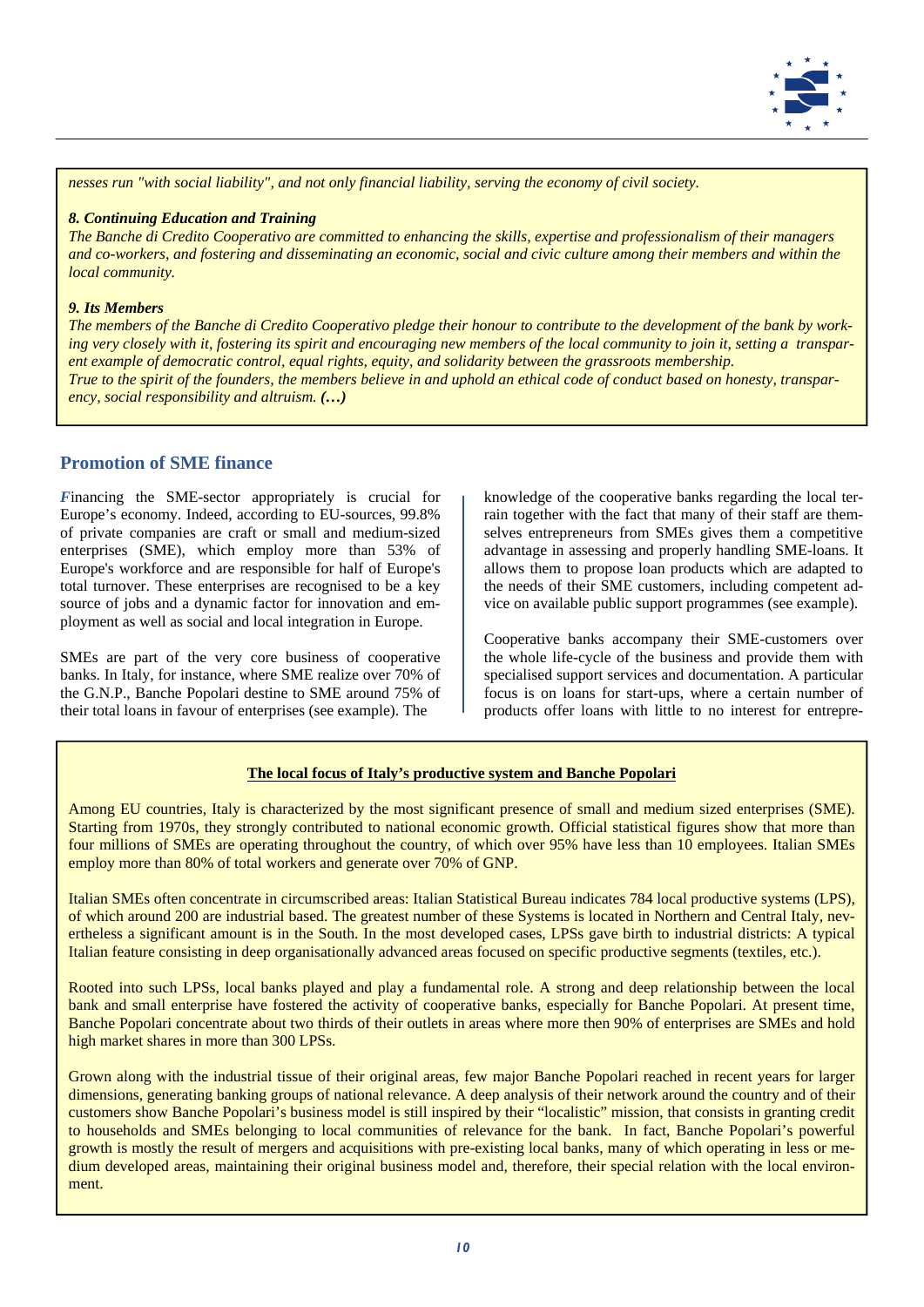*nesses run "with social liability", and not only financial liability, serving the economy of civil society.*

***8. Continuing Education and Training***

*The Banche di Credito Cooperativo are committed to enhancing the skills, expertise and professionalism of their managers and co-workers, and fostering and disseminating an economic, social and civic culture among their members and within the local community.*

***9. Its Members***

*The members of the Banche di Credito Cooperativo pledge their honour to contribute to the development of the bank by working very closely with it, fostering its spirit and encouraging new members of the local community to join it, setting a transparent example of democratic control, equal rights, equity, and solidarity between the grassroots membership.*

*True to the spirit of the founders, the members believe in and uphold an ethical code of conduct based on honesty, transparency, social responsibility and altruism.* ***(…)***

## Promotion of SME finance

Financing the SME-sector appropriately is crucial for Europe's economy. Indeed, according to EU-sources, 99.8% of private companies are craft or small and medium-sized enterprises (SME), which employ more than 53% of Europe's workforce and are responsible for half of Europe's total turnover. These enterprises are recognised to be a key source of jobs and a dynamic factor for innovation and employment as well as social and local integration in Europe.

SMEs are part of the very core business of cooperative banks. In Italy, for instance, where SME realize over 70% of the G.N.P., Banche Popolari destine to SME around 75% of their total loans in favour of enterprises (see example). The knowledge of the cooperative banks regarding the local terrain together with the fact that many of their staff are themselves entrepreneurs from SMEs gives them a competitive advantage in assessing and properly handling SME-loans. It allows them to propose loan products which are adapted to the needs of their SME customers, including competent advice on available public support programmes (see example).

Cooperative banks accompany their SME-customers over the whole life-cycle of the business and provide them with specialised support services and documentation. A particular focus is on loans for start-ups, where a certain number of products offer loans with little to no interest for entrepre-

**The local focus of Italy's productive system and Banche Popolari**

Among EU countries, Italy is characterized by the most significant presence of small and medium sized enterprises (SME). Starting from 1970s, they strongly contributed to national economic growth. Official statistical figures show that more than four millions of SMEs are operating throughout the country, of which over 95% have less than 10 employees. Italian SMEs employ more than 80% of total workers and generate over 70% of GNP.

Italian SMEs often concentrate in circumscribed areas: Italian Statistical Bureau indicates 784 local productive systems (LPS), of which around 200 are industrial based. The greatest number of these Systems is located in Northern and Central Italy, nevertheless a significant amount is in the South. In the most developed cases, LPSs gave birth to industrial districts: A typical Italian feature consisting in deep organisationally advanced areas focused on specific productive segments (textiles, etc.).

Rooted into such LPSs, local banks played and play a fundamental role. A strong and deep relationship between the local bank and small enterprise have fostered the activity of cooperative banks, especially for Banche Popolari. At present time, Banche Popolari concentrate about two thirds of their outlets in areas where more then 90% of enterprises are SMEs and hold high market shares in more than 300 LPSs.

Grown along with the industrial tissue of their original areas, few major Banche Popolari reached in recent years for larger dimensions, generating banking groups of national relevance. A deep analysis of their network around the country and of their customers show Banche Popolari's business model is still inspired by their "localistic" mission, that consists in granting credit to households and SMEs belonging to local communities of relevance for the bank. In fact, Banche Popolari's powerful growth is mostly the result of mergers and acquisitions with pre-existing local banks, many of which operating in less or medium developed areas, maintaining their original business model and, therefore, their special relation with the local environment.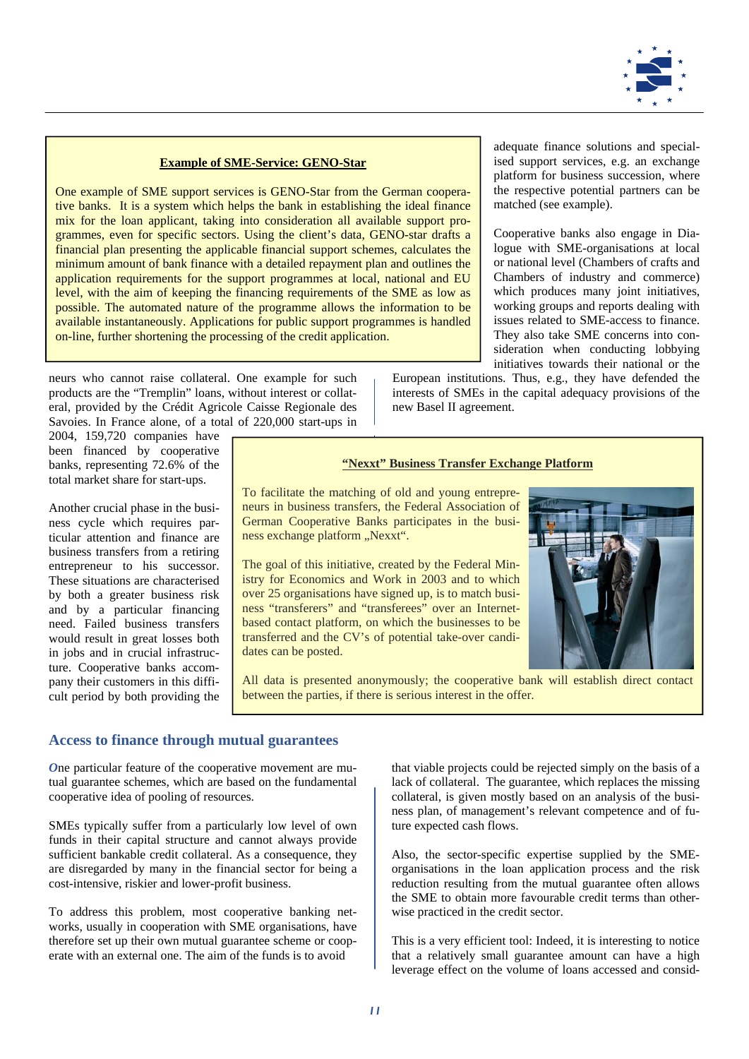### Example of SME-Service: GENO-Star

One example of SME support services is GENO-Star from the German cooperative banks. It is a system which helps the bank in establishing the ideal finance mix for the loan applicant, taking into consideration all available support programmes, even for specific sectors. Using the client's data, GENO-star drafts a financial plan presenting the applicable financial support schemes, calculates the minimum amount of bank finance with a detailed repayment plan and outlines the application requirements for the support programmes at local, national and EU level, with the aim of keeping the financing requirements of the SME as low as possible. The automated nature of the programme allows the information to be available instantaneously. Applications for public support programmes is handled on-line, further shortening the processing of the credit application.

neurs who cannot raise collateral. One example for such products are the "Tremplin" loans, without interest or collateral, provided by the Crédit Agricole Caisse Regionale des Savoies. In France alone, of a total of 220,000 start-ups in 2004, 159,720 companies have been financed by cooperative banks, representing 72.6% of the total market share for start-ups.

Another crucial phase in the business cycle which requires particular attention and finance are business transfers from a retiring entrepreneur to his successor. These situations are characterised by both a greater business risk and by a particular financing need. Failed business transfers would result in great losses both in jobs and in crucial infrastructure. Cooperative banks accompany their customers in this difficult period by both providing the adequate finance solutions and specialised support services, e.g. an exchange platform for business succession, where the respective potential partners can be matched (see example).

Cooperative banks also engage in Dialogue with SME-organisations at local or national level (Chambers of crafts and Chambers of industry and commerce) which produces many joint initiatives, working groups and reports dealing with issues related to SME-access to finance. They also take SME concerns into consideration when conducting lobbying initiatives towards their national or the European institutions. Thus, e.g., they have defended the interests of SMEs in the capital adequacy provisions of the new Basel II agreement.

### "Nexxt" Business Transfer Exchange Platform

To facilitate the matching of old and young entrepreneurs in business transfers, the Federal Association of German Cooperative Banks participates in the business exchange platform „Nexxt".

The goal of this initiative, created by the Federal Ministry for Economics and Work in 2003 and to which over 25 organisations have signed up, is to match business "transferers" and "transferees" over an Internet-based contact platform, on which the businesses to be transferred and the CV's of potential take-over candidates can be posted.

All data is presented anonymously; the cooperative bank will establish direct contact between the parties, if there is serious interest in the offer.

## Access to finance through mutual guarantees

*O*ne particular feature of the cooperative movement are mutual guarantee schemes, which are based on the fundamental cooperative idea of pooling of resources.

SMEs typically suffer from a particularly low level of own funds in their capital structure and cannot always provide sufficient bankable credit collateral. As a consequence, they are disregarded by many in the financial sector for being a cost-intensive, riskier and lower-profit business.

To address this problem, most cooperative banking networks, usually in cooperation with SME organisations, have therefore set up their own mutual guarantee scheme or cooperate with an external one. The aim of the funds is to avoid that viable projects could be rejected simply on the basis of a lack of collateral. The guarantee, which replaces the missing collateral, is given mostly based on an analysis of the business plan, of management's relevant competence and of future expected cash flows.

Also, the sector-specific expertise supplied by the SME-organisations in the loan application process and the risk reduction resulting from the mutual guarantee often allows the SME to obtain more favourable credit terms than otherwise practiced in the credit sector.

This is a very efficient tool: Indeed, it is interesting to notice that a relatively small guarantee amount can have a high leverage effect on the volume of loans accessed and consid-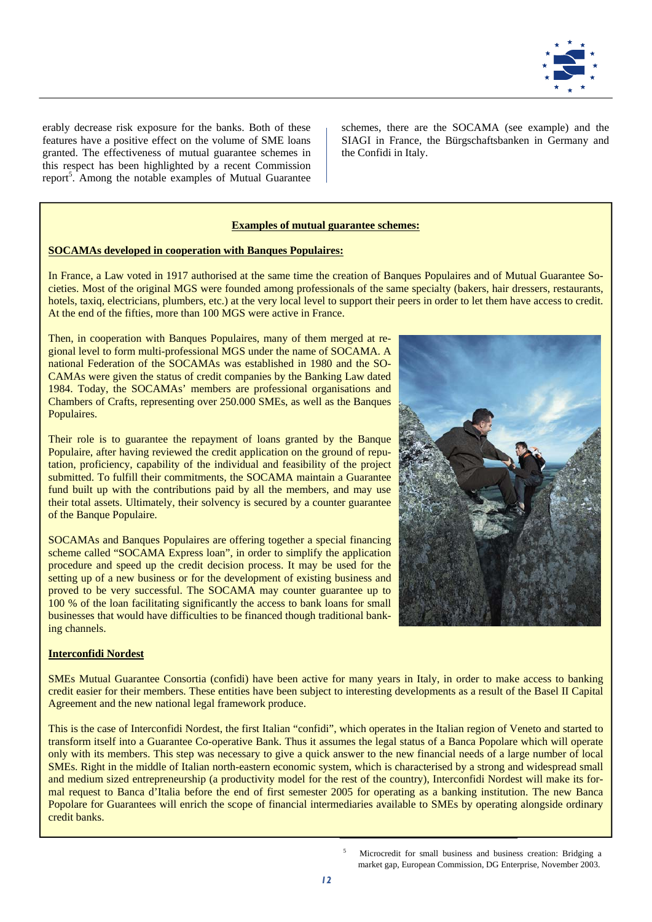erably decrease risk exposure for the banks. Both of these features have a positive effect on the volume of SME loans granted. The effectiveness of mutual guarantee schemes in this respect has been highlighted by a recent Commission report[5]. Among the notable examples of Mutual Guarantee schemes, there are the SOCAMA (see example) and the SIAGI in France, the Bürgschaftsbanken in Germany and the Confidi in Italy.

**Examples of mutual guarantee schemes:**

**SOCAMAs developed in cooperation with Banques Populaires:**

In France, a Law voted in 1917 authorised at the same time the creation of Banques Populaires and of Mutual Guarantee Societies. Most of the original MGS were founded among professionals of the same specialty (bakers, hair dressers, restaurants, hotels, taxiq, electricians, plumbers, etc.) at the very local level to support their peers in order to let them have access to credit. At the end of the fifties, more than 100 MGS were active in France.

Then, in cooperation with Banques Populaires, many of them merged at regional level to form multi-professional MGS under the name of SOCAMA. A national Federation of the SOCAMAs was established in 1980 and the SOCAMAs were given the status of credit companies by the Banking Law dated 1984. Today, the SOCAMAs' members are professional organisations and Chambers of Crafts, representing over 250.000 SMEs, as well as the Banques Populaires.

Their role is to guarantee the repayment of loans granted by the Banque Populaire, after having reviewed the credit application on the ground of reputation, proficiency, capability of the individual and feasibility of the project submitted. To fulfill their commitments, the SOCAMA maintain a Guarantee fund built up with the contributions paid by all the members, and may use their total assets. Ultimately, their solvency is secured by a counter guarantee of the Banque Populaire.

SOCAMAs and Banques Populaires are offering together a special financing scheme called "SOCAMA Express loan", in order to simplify the application procedure and speed up the credit decision process. It may be used for the setting up of a new business or for the development of existing business and proved to be very successful. The SOCAMA may counter guarantee up to 100 % of the loan facilitating significantly the access to bank loans for small businesses that would have difficulties to be financed though traditional banking channels.

**Interconfidi Nordest**

SMEs Mutual Guarantee Consortia (confidi) have been active for many years in Italy, in order to make access to banking credit easier for their members. These entities have been subject to interesting developments as a result of the Basel II Capital Agreement and the new national legal framework produce.

This is the case of Interconfidi Nordest, the first Italian "confidi", which operates in the Italian region of Veneto and started to transform itself into a Guarantee Co-operative Bank. Thus it assumes the legal status of a Banca Popolare which will operate only with its members. This step was necessary to give a quick answer to the new financial needs of a large number of local SMEs. Right in the middle of Italian north-eastern economic system, which is characterised by a strong and widespread small and medium sized entrepreneurship (a productivity model for the rest of the country), Interconfidi Nordest will make its formal request to Banca d'Italia before the end of first semester 2005 for operating as a banking institution. The new Banca Popolare for Guarantees will enrich the scope of financial intermediaries available to SMEs by operating alongside ordinary credit banks.

[5] Microcredit for small business and business creation: Bridging a market gap, European Commission, DG Enterprise, November 2003.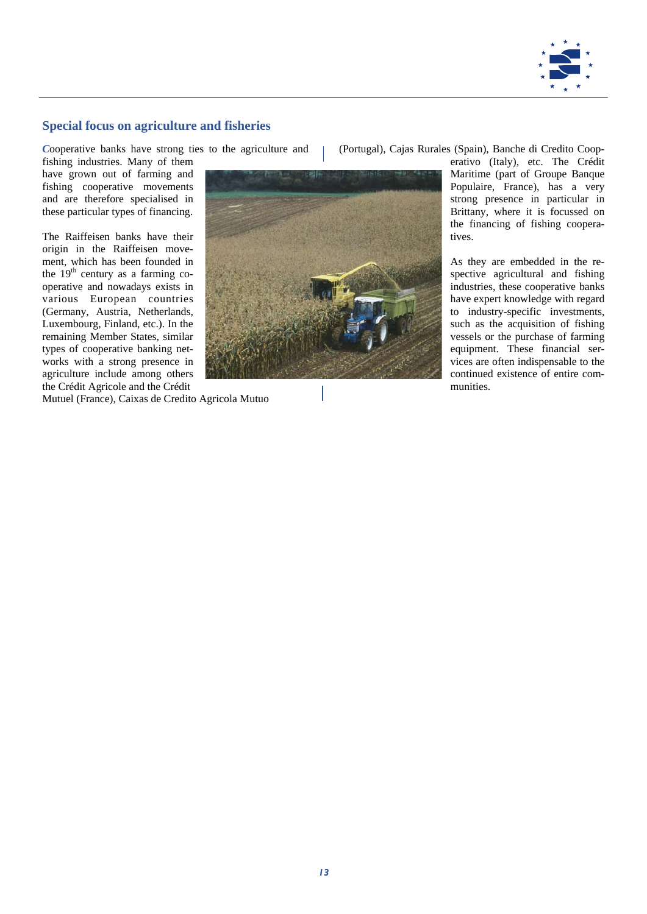## Special focus on agriculture and fisheries

*C*ooperative banks have strong ties to the agriculture and fishing industries. Many of them have grown out of farming and fishing cooperative movements and are therefore specialised in these particular types of financing.

The Raiffeisen banks have their origin in the Raiffeisen movement, which has been founded in the 19th century as a farming cooperative and nowadays exists in various European countries (Germany, Austria, Netherlands, Luxembourg, Finland, etc.). In the remaining Member States, similar types of cooperative banking networks with a strong presence in agriculture include among others the Crédit Agricole and the Crédit Mutuel (France), Caixas de Credito Agricola Mutuo (Portugal), Cajas Rurales (Spain), Banche di Credito Cooperativo (Italy), etc. The Crédit Maritime (part of Groupe Banque Populaire, France), has a very strong presence in particular in Brittany, where it is focussed on the financing of fishing cooperatives.

As they are embedded in the respective agricultural and fishing industries, these cooperative banks have expert knowledge with regard to industry-specific investments, such as the acquisition of fishing vessels or the purchase of farming equipment. These financial services are often indispensable to the continued existence of entire communities.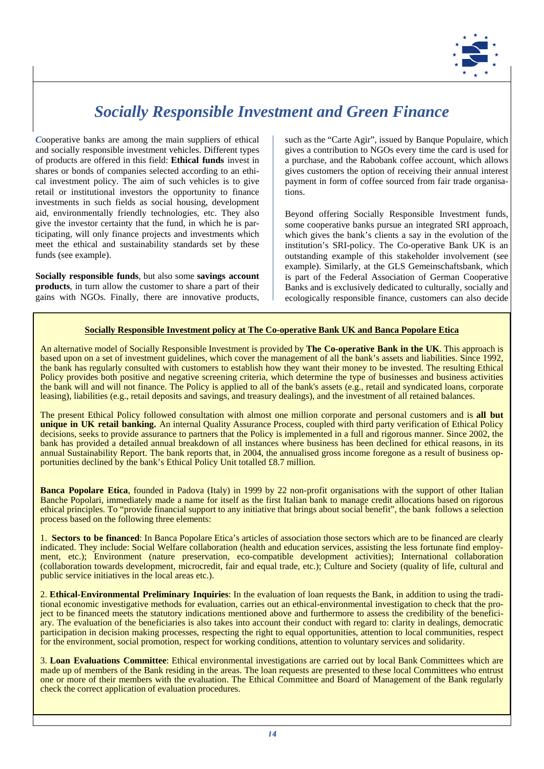# *Socially Responsible Investment and Green Finance*

*C*ooperative banks are among the main suppliers of ethical and socially responsible investment vehicles. Different types of products are offered in this field: **Ethical funds** invest in shares or bonds of companies selected according to an ethical investment policy. The aim of such vehicles is to give retail or institutional investors the opportunity to finance investments in such fields as social housing, development aid, environmentally friendly technologies, etc. They also give the investor certainty that the fund, in which he is participating, will only finance projects and investments which meet the ethical and sustainability standards set by these funds (see example).

**Socially responsible funds**, but also some **savings account products**, in turn allow the customer to share a part of their gains with NGOs. Finally, there are innovative products, such as the "Carte Agir", issued by Banque Populaire, which gives a contribution to NGOs every time the card is used for a purchase, and the Rabobank coffee account, which allows gives customers the option of receiving their annual interest payment in form of coffee sourced from fair trade organisations.

Beyond offering Socially Responsible Investment funds, some cooperative banks pursue an integrated SRI approach, which gives the bank's clients a say in the evolution of the institution's SRI-policy. The Co-operative Bank UK is an outstanding example of this stakeholder involvement (see example). Similarly, at the GLS Gemeinschaftsbank, which is part of the Federal Association of German Cooperative Banks and is exclusively dedicated to culturally, socially and ecologically responsible finance, customers can also decide

**Socially Responsible Investment policy at The Co-operative Bank UK and Banca Popolare Etica**

An alternative model of Socially Responsible Investment is provided by **The Co-operative Bank in the UK**. This approach is based upon on a set of investment guidelines, which cover the management of all the bank's assets and liabilities. Since 1992, the bank has regularly consulted with customers to establish how they want their money to be invested. The resulting Ethical Policy provides both positive and negative screening criteria, which determine the type of businesses and business activities the bank will and will not finance. The Policy is applied to all of the bank's assets (e.g., retail and syndicated loans, corporate leasing), liabilities (e.g., retail deposits and savings, and treasury dealings), and the investment of all retained balances.

The present Ethical Policy followed consultation with almost one million corporate and personal customers and is **all but unique in UK retail banking.** An internal Quality Assurance Process, coupled with third party verification of Ethical Policy decisions, seeks to provide assurance to partners that the Policy is implemented in a full and rigorous manner. Since 2002, the bank has provided a detailed annual breakdown of all instances where business has been declined for ethical reasons, in its annual Sustainability Report. The bank reports that, in 2004, the annualised gross income foregone as a result of business opportunities declined by the bank's Ethical Policy Unit totalled £8.7 million.

**Banca Popolare Etica**, founded in Padova (Italy) in 1999 by 22 non-profit organisations with the support of other Italian Banche Popolari, immediately made a name for itself as the first Italian bank to manage credit allocations based on rigorous ethical principles. To "provide financial support to any initiative that brings about social benefit", the bank follows a selection process based on the following three elements:

1. **Sectors to be financed**: In Banca Popolare Etica's articles of association those sectors which are to be financed are clearly indicated. They include: Social Welfare collaboration (health and education services, assisting the less fortunate find employment, etc.); Environment (nature preservation, eco-compatible development activities); International collaboration (collaboration towards development, microcredit, fair and equal trade, etc.); Culture and Society (quality of life, cultural and public service initiatives in the local areas etc.).

2. **Ethical-Environmental Preliminary Inquiries**: In the evaluation of loan requests the Bank, in addition to using the traditional economic investigative methods for evaluation, carries out an ethical-environmental investigation to check that the project to be financed meets the statutory indications mentioned above and furthermore to assess the credibility of the beneficiary. The evaluation of the beneficiaries is also takes into account their conduct with regard to: clarity in dealings, democratic participation in decision making processes, respecting the right to equal opportunities, attention to local communities, respect for the environment, social promotion, respect for working conditions, attention to voluntary services and solidarity.

3. **Loan Evaluations Committee**: Ethical environmental investigations are carried out by local Bank Committees which are made up of members of the Bank residing in the areas. The loan requests are presented to these local Committees who entrust one or more of their members with the evaluation. The Ethical Committee and Board of Management of the Bank regularly check the correct application of evaluation procedures.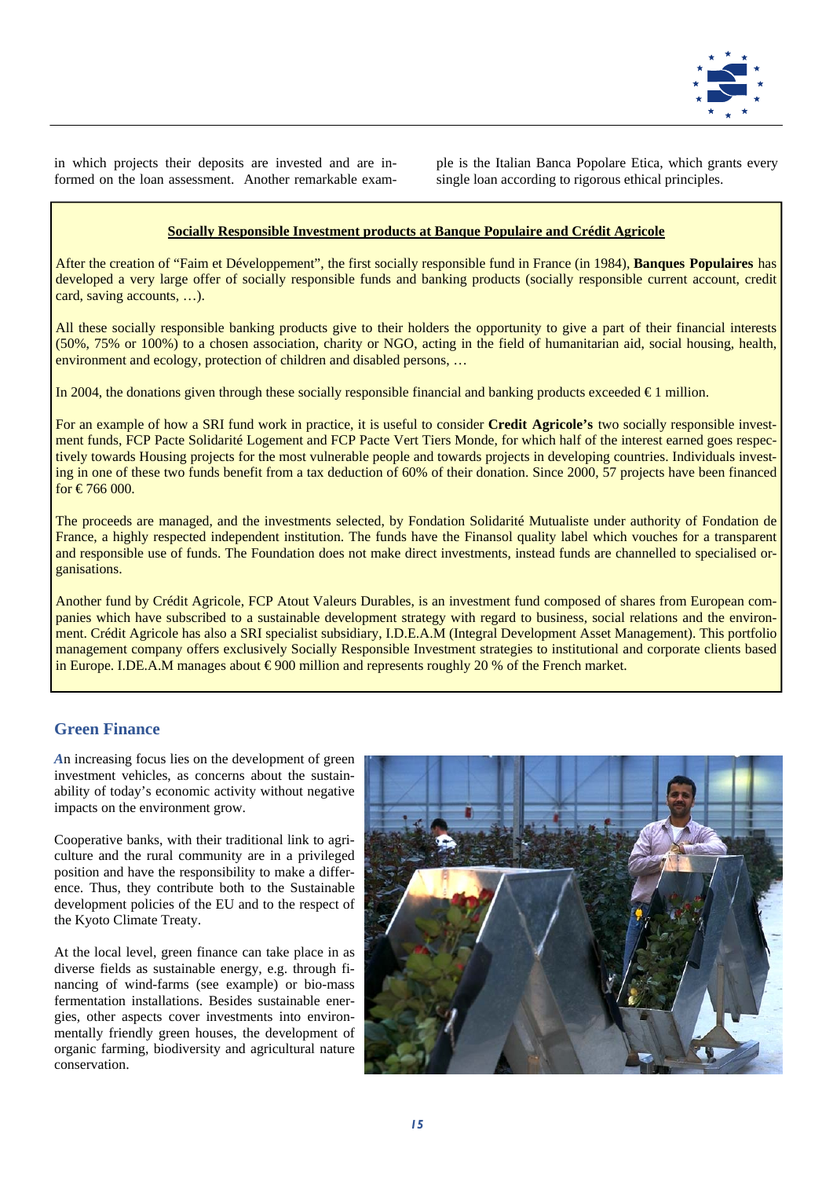in which projects their deposits are invested and are informed on the loan assessment. Another remarkable example is the Italian Banca Popolare Etica, which grants every single loan according to rigorous ethical principles.

**Socially Responsible Investment products at Banque Populaire and Crédit Agricole**

After the creation of "Faim et Développement", the first socially responsible fund in France (in 1984), **Banques Populaires** has developed a very large offer of socially responsible funds and banking products (socially responsible current account, credit card, saving accounts, …).

All these socially responsible banking products give to their holders the opportunity to give a part of their financial interests (50%, 75% or 100%) to a chosen association, charity or NGO, acting in the field of humanitarian aid, social housing, health, environment and ecology, protection of children and disabled persons, …

In 2004, the donations given through these socially responsible financial and banking products exceeded € 1 million.

For an example of how a SRI fund work in practice, it is useful to consider **Credit Agricole's** two socially responsible investment funds, FCP Pacte Solidarité Logement and FCP Pacte Vert Tiers Monde, for which half of the interest earned goes respectively towards Housing projects for the most vulnerable people and towards projects in developing countries. Individuals investing in one of these two funds benefit from a tax deduction of 60% of their donation. Since 2000, 57 projects have been financed for € 766 000.

The proceeds are managed, and the investments selected, by Fondation Solidarité Mutualiste under authority of Fondation de France, a highly respected independent institution. The funds have the Finansol quality label which vouches for a transparent and responsible use of funds. The Foundation does not make direct investments, instead funds are channelled to specialised organisations.

Another fund by Crédit Agricole, FCP Atout Valeurs Durables, is an investment fund composed of shares from European companies which have subscribed to a sustainable development strategy with regard to business, social relations and the environment. Crédit Agricole has also a SRI specialist subsidiary, I.D.E.A.M (Integral Development Asset Management). This portfolio management company offers exclusively Socially Responsible Investment strategies to institutional and corporate clients based in Europe. I.DE.A.M manages about € 900 million and represents roughly 20 % of the French market.

## Green Finance

An increasing focus lies on the development of green investment vehicles, as concerns about the sustainability of today's economic activity without negative impacts on the environment grow.

Cooperative banks, with their traditional link to agriculture and the rural community are in a privileged position and have the responsibility to make a difference. Thus, they contribute both to the Sustainable development policies of the EU and to the respect of the Kyoto Climate Treaty.

At the local level, green finance can take place in as diverse fields as sustainable energy, e.g. through financing of wind-farms (see example) or bio-mass fermentation installations. Besides sustainable energies, other aspects cover investments into environmentally friendly green houses, the development of organic farming, biodiversity and agricultural nature conservation.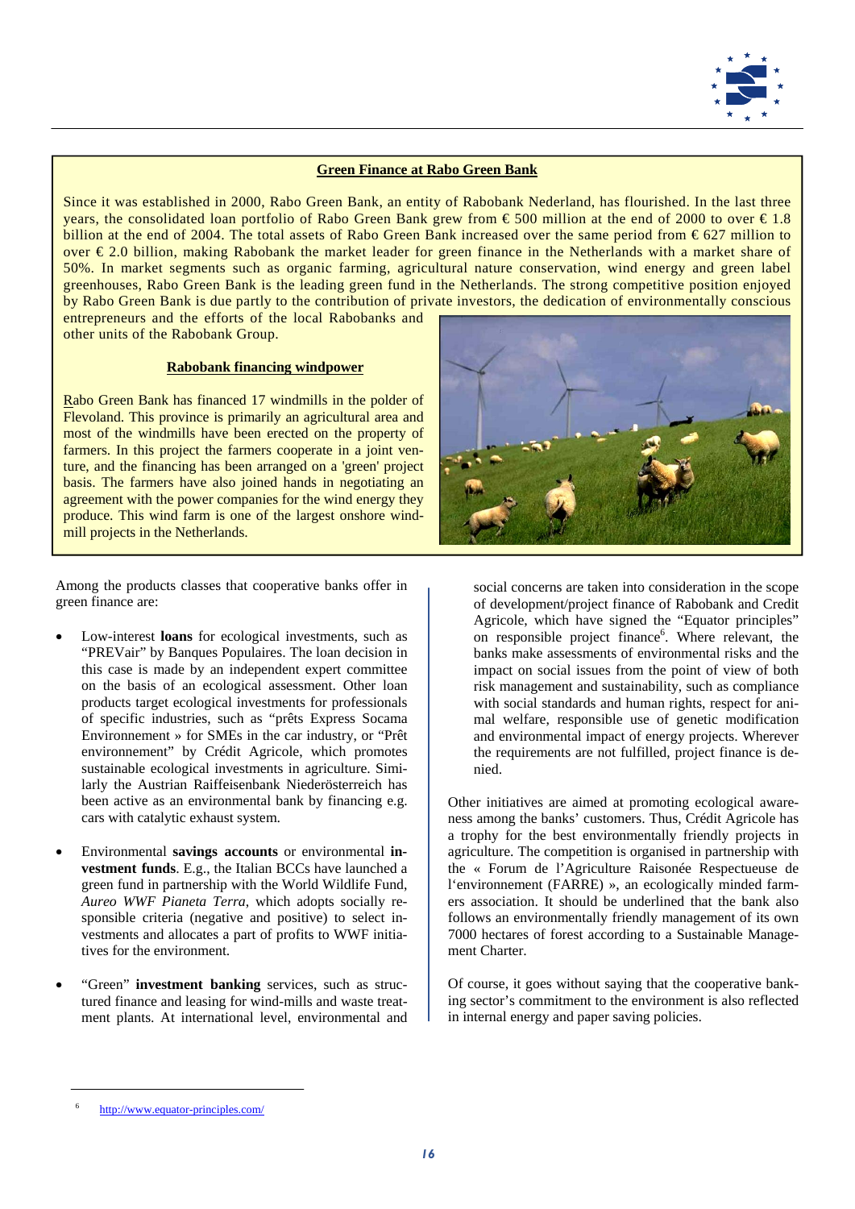## Green Finance at Rabo Green Bank

Since it was established in 2000, Rabo Green Bank, an entity of Rabobank Nederland, has flourished. In the last three years, the consolidated loan portfolio of Rabo Green Bank grew from € 500 million at the end of 2000 to over € 1.8 billion at the end of 2004. The total assets of Rabo Green Bank increased over the same period from € 627 million to over € 2.0 billion, making Rabobank the market leader for green finance in the Netherlands with a market share of 50%. In market segments such as organic farming, agricultural nature conservation, wind energy and green label greenhouses, Rabo Green Bank is the leading green fund in the Netherlands. The strong competitive position enjoyed by Rabo Green Bank is due partly to the contribution of private investors, the dedication of environmentally conscious entrepreneurs and the efforts of the local Rabobanks and other units of the Rabobank Group.

### Rabobank financing windpower

Rabo Green Bank has financed 17 windmills in the polder of Flevoland. This province is primarily an agricultural area and most of the windmills have been erected on the property of farmers. In this project the farmers cooperate in a joint venture, and the financing has been arranged on a 'green' project basis. The farmers have also joined hands in negotiating an agreement with the power companies for the wind energy they produce. This wind farm is one of the largest onshore windmill projects in the Netherlands.

Among the products classes that cooperative banks offer in green finance are:

- Low-interest **loans** for ecological investments, such as "PREVair" by Banques Populaires. The loan decision in this case is made by an independent expert committee on the basis of an ecological assessment. Other loan products target ecological investments for professionals of specific industries, such as "prêts Express Socama Environnement » for SMEs in the car industry, or "Prêt environnement" by Crédit Agricole, which promotes sustainable ecological investments in agriculture. Similarly the Austrian Raiffeisenbank Niederösterreich has been active as an environmental bank by financing e.g. cars with catalytic exhaust system.
- Environmental **savings accounts** or environmental **investment funds**. E.g., the Italian BCCs have launched a green fund in partnership with the World Wildlife Fund, *Aureo WWF Pianeta Terra*, which adopts socially responsible criteria (negative and positive) to select investments and allocates a part of profits to WWF initiatives for the environment.
- "Green" **investment banking** services, such as structured finance and leasing for wind-mills and waste treatment plants. At international level, environmental and social concerns are taken into consideration in the scope of development/project finance of Rabobank and Credit Agricole, which have signed the "Equator principles" on responsible project finance[6]. Where relevant, the banks make assessments of environmental risks and the impact on social issues from the point of view of both risk management and sustainability, such as compliance with social standards and human rights, respect for animal welfare, responsible use of genetic modification and environmental impact of energy projects. Wherever the requirements are not fulfilled, project finance is denied.

Other initiatives are aimed at promoting ecological awareness among the banks' customers. Thus, Crédit Agricole has a trophy for the best environmentally friendly projects in agriculture. The competition is organised in partnership with the « Forum de l'Agriculture Raisonée Respectueuse de l'environnement (FARRE) », an ecologically minded farmers association. It should be underlined that the bank also follows an environmentally friendly management of its own 7000 hectares of forest according to a Sustainable Management Charter.

Of course, it goes without saying that the cooperative banking sector's commitment to the environment is also reflected in internal energy and paper saving policies.

---

[6] http://www.equator-principles.com/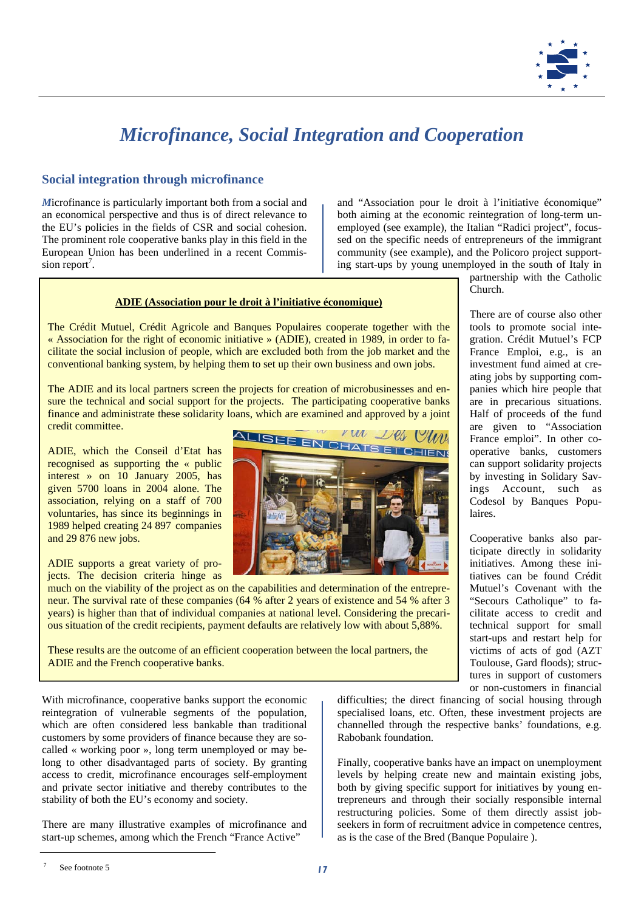# *Microfinance, Social Integration and Cooperation*

## Social integration through microfinance

*M*icrofinance is particularly important both from a social and an economical perspective and thus is of direct relevance to the EU's policies in the fields of CSR and social cohesion. The prominent role cooperative banks play in this field in the European Union has been underlined in a recent Commission report[7].

> **ADIE (Association pour le droit à l'initiative économique)**
>
> The Crédit Mutuel, Crédit Agricole and Banques Populaires cooperate together with the « Association for the right of economic initiative » (ADIE), created in 1989, in order to facilitate the social inclusion of people, which are excluded both from the job market and the conventional banking system, by helping them to set up their own business and own jobs.
>
> The ADIE and its local partners screen the projects for creation of microbusinesses and ensure the technical and social support for the projects. The participating cooperative banks finance and administrate these solidarity loans, which are examined and approved by a joint credit committee.
>
> ADIE, which the Conseil d'Etat has recognised as supporting the « public interest » on 10 January 2005, has given 5700 loans in 2004 alone. The association, relying on a staff of 700 voluntaries, has since its beginnings in 1989 helped creating 24 897 companies and 29 876 new jobs.
>
> ADIE supports a great variety of projects. The decision criteria hinge as much on the viability of the project as on the capabilities and determination of the entrepreneur. The survival rate of these companies (64 % after 2 years of existence and 54 % after 3 years) is higher than that of individual companies at national level. Considering the precarious situation of the credit recipients, payment defaults are relatively low with about 5,88%.
>
> These results are the outcome of an efficient cooperation between the local partners, the ADIE and the French cooperative banks.

With microfinance, cooperative banks support the economic reintegration of vulnerable segments of the population, which are often considered less bankable than traditional customers by some providers of finance because they are so-called « working poor », long term unemployed or may belong to other disadvantaged parts of society. By granting access to credit, microfinance encourages self-employment and private sector initiative and thereby contributes to the stability of both the EU's economy and society.

There are many illustrative examples of microfinance and start-up schemes, among which the French "France Active" and "Association pour le droit à l'initiative économique" both aiming at the economic reintegration of long-term unemployed (see example), the Italian "Radici project", focussed on the specific needs of entrepreneurs of the immigrant community (see example), and the Policoro project supporting start-ups by young unemployed in the south of Italy in partnership with the Catholic Church.

There are of course also other tools to promote social integration. Crédit Mutuel's FCP France Emploi, e.g., is an investment fund aimed at creating jobs by supporting companies which hire people that are in precarious situations. Half of proceeds of the fund are given to "Association France emploi". In other cooperative banks, customers can support solidarity projects by investing in Solidary Savings Account, such as Codesol by Banques Populaires.

Cooperative banks also participate directly in solidarity initiatives. Among these initiatives can be found Crédit Mutuel's Covenant with the "Secours Catholique" to facilitate access to credit and technical support for small start-ups and restart help for victims of acts of god (AZT Toulouse, Gard floods); structures in support of customers or non-customers in financial difficulties; the direct financing of social housing through specialised loans, etc. Often, these investment projects are channelled through the respective banks' foundations, e.g. Rabobank foundation.

Finally, cooperative banks have an impact on unemployment levels by helping create new and maintain existing jobs, both by giving specific support for initiatives by young entrepreneurs and through their socially responsible internal restructuring policies. Some of them directly assist job-seekers in form of recruitment advice in competence centres, as is the case of the Bred (Banque Populaire ).

---

[7] See footnote 5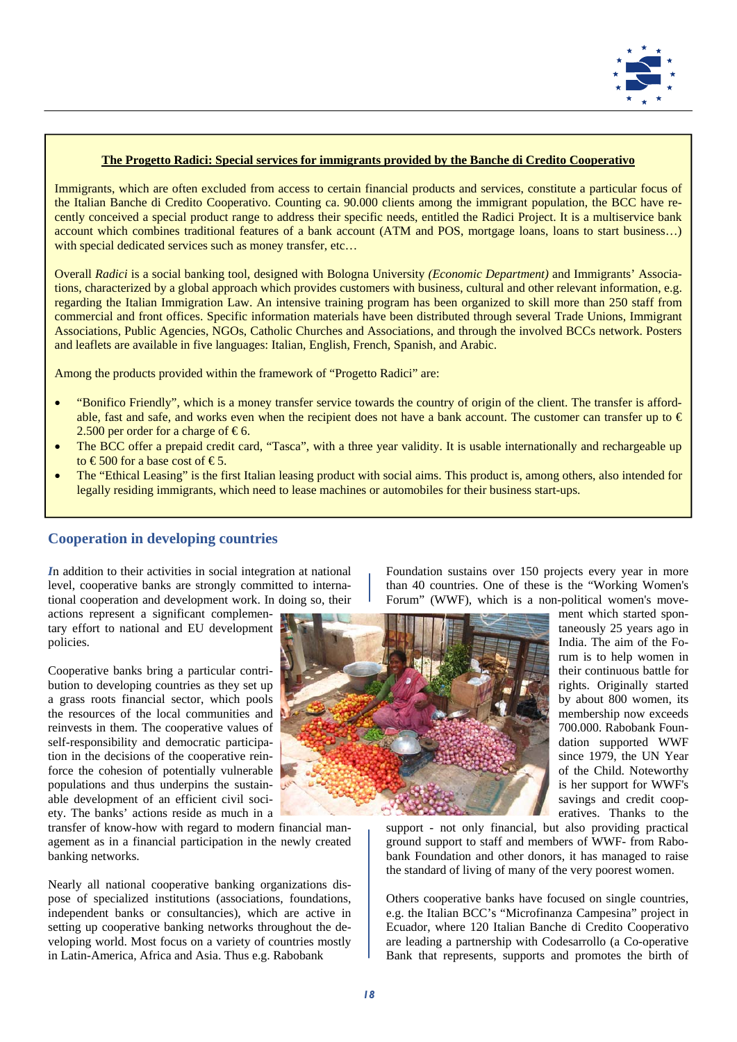**The Progetto Radici: Special services for immigrants provided by the Banche di Credito Cooperativo**

Immigrants, which are often excluded from access to certain financial products and services, constitute a particular focus of the Italian Banche di Credito Cooperativo. Counting ca. 90.000 clients among the immigrant population, the BCC have recently conceived a special product range to address their specific needs, entitled the Radici Project. It is a multiservice bank account which combines traditional features of a bank account (ATM and POS, mortgage loans, loans to start business…) with special dedicated services such as money transfer, etc…

Overall *Radici* is a social banking tool, designed with Bologna University *(Economic Department)* and Immigrants' Associations, characterized by a global approach which provides customers with business, cultural and other relevant information, e.g. regarding the Italian Immigration Law. An intensive training program has been organized to skill more than 250 staff from commercial and front offices. Specific information materials have been distributed through several Trade Unions, Immigrant Associations, Public Agencies, NGOs, Catholic Churches and Associations, and through the involved BCCs network. Posters and leaflets are available in five languages: Italian, English, French, Spanish, and Arabic.

Among the products provided within the framework of "Progetto Radici" are:

- "Bonifico Friendly", which is a money transfer service towards the country of origin of the client. The transfer is affordable, fast and safe, and works even when the recipient does not have a bank account. The customer can transfer up to € 2.500 per order for a charge of € 6.
- The BCC offer a prepaid credit card, "Tasca", with a three year validity. It is usable internationally and rechargeable up to € 500 for a base cost of € 5.
- The "Ethical Leasing" is the first Italian leasing product with social aims. This product is, among others, also intended for legally residing immigrants, which need to lease machines or automobiles for their business start-ups.

## Cooperation in developing countries

*I*n addition to their activities in social integration at national level, cooperative banks are strongly committed to international cooperation and development work. In doing so, their actions represent a significant complementary effort to national and EU development policies.

Cooperative banks bring a particular contribution to developing countries as they set up a grass roots financial sector, which pools the resources of the local communities and reinvests in them. The cooperative values of self-responsibility and democratic participation in the decisions of the cooperative reinforce the cohesion of potentially vulnerable populations and thus underpin the sustainable development of an efficient civil society. The banks' actions reside as much in a transfer of know-how with regard to modern financial management as in a financial participation in the newly created banking networks.

Nearly all national cooperative banking organizations dispose of specialized institutions (associations, foundations, independent banks or consultancies), which are active in setting up cooperative banking networks throughout the developing world. Most focus on a variety of countries mostly in Latin-America, Africa and Asia. Thus e.g. Rabobank Foundation sustains over 150 projects every year in more than 40 countries. One of these is the "Working Women's Forum" (WWF), which is a non-political women's movement which started spontaneously 25 years ago in India. The aim of the Forum is to help women in their continuous battle for rights. Originally started by about 800 women, its membership now exceeds 700.000. Rabobank Foundation supported WWF since 1979, the UN Year of the Child. Noteworthy is her support for WWF's savings and credit cooperatives. Thanks to the support - not only financial, but also providing practical ground support to staff and members of WWF- from Rabobank Foundation and other donors, it has managed to raise the standard of living of many of the very poorest women.

Others cooperative banks have focused on single countries, e.g. the Italian BCC's "Microfinanza Campesina" project in Ecuador, where 120 Italian Banche di Credito Cooperativo are leading a partnership with Codesarrollo (a Co-operative Bank that represents, supports and promotes the birth of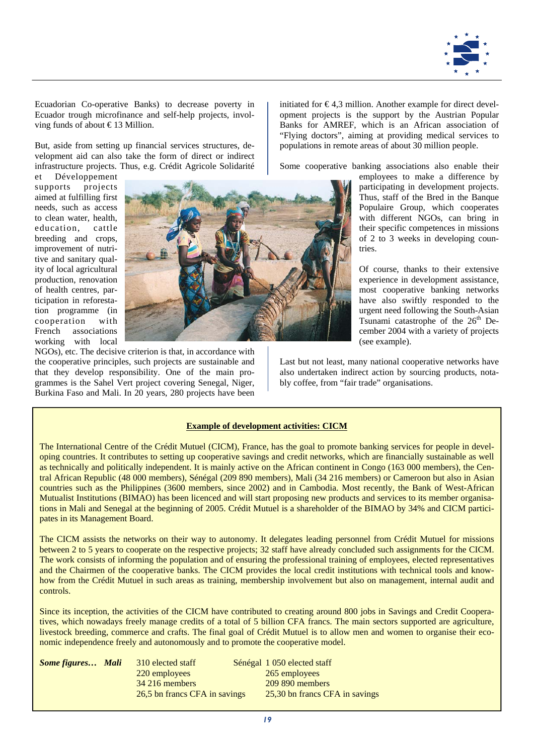Ecuadorian Co-operative Banks) to decrease poverty in Ecuador through microfinance and self-help projects, involving funds of about € 13 Million.

But, aside from setting up financial services structures, development aid can also take the form of direct or indirect infrastructure projects. Thus, e.g. Crédit Agricole Solidarité et Développement supports projects aimed at fulfilling first needs, such as access to clean water, health, education, cattle breeding and crops, improvement of nutritive and sanitary quality of local agricultural production, renovation of health centres, participation in reforestation programme (in cooperation with French associations working with local NGOs), etc. The decisive criterion is that, in accordance with the cooperative principles, such projects are sustainable and that they develop responsibility. One of the main programmes is the Sahel Vert project covering Senegal, Niger, Burkina Faso and Mali. In 20 years, 280 projects have been initiated for € 4,3 million. Another example for direct development projects is the support by the Austrian Popular Banks for AMREF, which is an African association of "Flying doctors", aiming at providing medical services to populations in remote areas of about 30 million people.

Some cooperative banking associations also enable their employees to make a difference by participating in development projects. Thus, staff of the Bred in the Banque Populaire Group, which cooperates with different NGOs, can bring in their specific competences in missions of 2 to 3 weeks in developing countries.

Of course, thanks to their extensive experience in development assistance, most cooperative banking networks have also swiftly responded to the urgent need following the South-Asian Tsunami catastrophe of the 26th December 2004 with a variety of projects (see example).

Last but not least, many national cooperative networks have also undertaken indirect action by sourcing products, notably coffee, from "fair trade" organisations.

**Example of development activities: CICM**

The International Centre of the Crédit Mutuel (CICM), France, has the goal to promote banking services for people in developing countries. It contributes to setting up cooperative savings and credit networks, which are financially sustainable as well as technically and politically independent. It is mainly active on the African continent in Congo (163 000 members), the Central African Republic (48 000 members), Sénégal (209 890 members), Mali (34 216 members) or Cameroon but also in Asian countries such as the Philippines (3600 members, since 2002) and in Cambodia. Most recently, the Bank of West-African Mutualist Institutions (BIMAO) has been licenced and will start proposing new products and services to its member organisations in Mali and Senegal at the beginning of 2005. Crédit Mutuel is a shareholder of the BIMAO by 34% and CICM participates in its Management Board.

The CICM assists the networks on their way to autonomy. It delegates leading personnel from Crédit Mutuel for missions between 2 to 5 years to cooperate on the respective projects; 32 staff have already concluded such assignments for the CICM. The work consists of informing the population and of ensuring the professional training of employees, elected representatives and the Chairmen of the cooperative banks. The CICM provides the local credit institutions with technical tools and knowhow from the Crédit Mutuel in such areas as training, membership involvement but also on management, internal audit and controls.

Since its inception, the activities of the CICM have contributed to creating around 800 jobs in Savings and Credit Cooperatives, which nowadays freely manage credits of a total of 5 billion CFA francs. The main sectors supported are agriculture, livestock breeding, commerce and crafts. The final goal of Crédit Mutuel is to allow men and women to organise their economic independence freely and autonomously and to promote the cooperative model.

| ***Some figures…*** | ***Mali*** | Sénégal |
|---|---|---|
| | 310 elected staff | 1 050 elected staff |
| | 220 employees | 265 employees |
| | 34 216 members | 209 890 members |
| | 26,5 bn francs CFA in savings | 25,30 bn francs CFA in savings |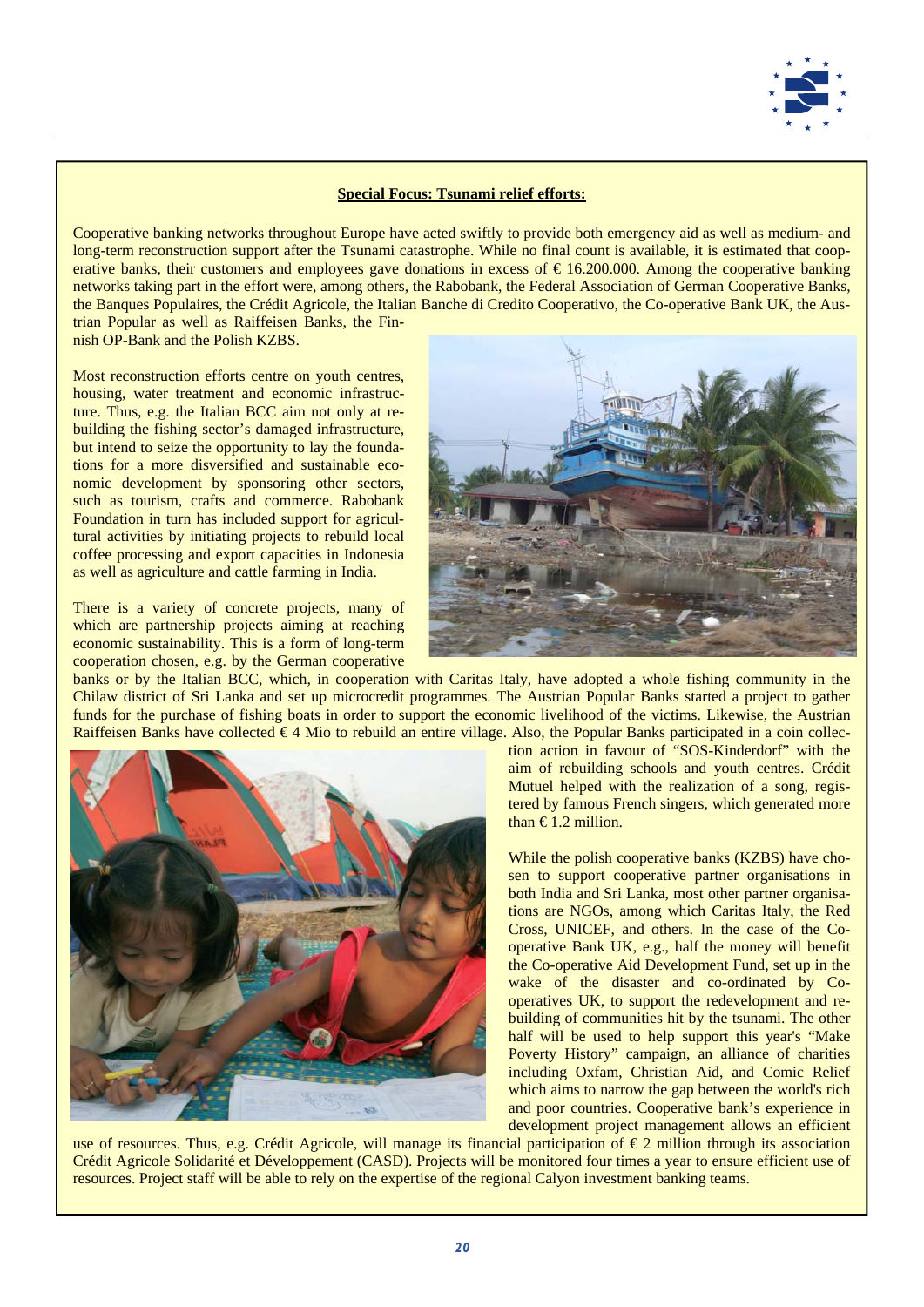**Special Focus: Tsunami relief efforts:**

Cooperative banking networks throughout Europe have acted swiftly to provide both emergency aid as well as medium- and long-term reconstruction support after the Tsunami catastrophe. While no final count is available, it is estimated that cooperative banks, their customers and employees gave donations in excess of € 16.200.000. Among the cooperative banking networks taking part in the effort were, among others, the Rabobank, the Federal Association of German Cooperative Banks, the Banques Populaires, the Crédit Agricole, the Italian Banche di Credito Cooperativo, the Co-operative Bank UK, the Austrian Popular as well as Raiffeisen Banks, the Finnish OP-Bank and the Polish KZBS.

Most reconstruction efforts centre on youth centres, housing, water treatment and economic infrastructure. Thus, e.g. the Italian BCC aim not only at rebuilding the fishing sector's damaged infrastructure, but intend to seize the opportunity to lay the foundations for a more disversified and sustainable economic development by sponsoring other sectors, such as tourism, crafts and commerce. Rabobank Foundation in turn has included support for agricultural activities by initiating projects to rebuild local coffee processing and export capacities in Indonesia as well as agriculture and cattle farming in India.

There is a variety of concrete projects, many of which are partnership projects aiming at reaching economic sustainability. This is a form of long-term cooperation chosen, e.g. by the German cooperative banks or by the Italian BCC, which, in cooperation with Caritas Italy, have adopted a whole fishing community in the Chilaw district of Sri Lanka and set up microcredit programmes. The Austrian Popular Banks started a project to gather funds for the purchase of fishing boats in order to support the economic livelihood of the victims. Likewise, the Austrian Raiffeisen Banks have collected € 4 Mio to rebuild an entire village. Also, the Popular Banks participated in a coin collection action in favour of "SOS-Kinderdorf" with the aim of rebuilding schools and youth centres. Crédit Mutuel helped with the realization of a song, registered by famous French singers, which generated more than € 1.2 million.

While the polish cooperative banks (KZBS) have chosen to support cooperative partner organisations in both India and Sri Lanka, most other partner organisations are NGOs, among which Caritas Italy, the Red Cross, UNICEF, and others. In the case of the Co-operative Bank UK, e.g., half the money will benefit the Co-operative Aid Development Fund, set up in the wake of the disaster and co-ordinated by Co-operatives UK, to support the redevelopment and rebuilding of communities hit by the tsunami. The other half will be used to help support this year's "Make Poverty History" campaign, an alliance of charities including Oxfam, Christian Aid, and Comic Relief which aims to narrow the gap between the world's rich and poor countries. Cooperative bank's experience in development project management allows an efficient use of resources. Thus, e.g. Crédit Agricole, will manage its financial participation of € 2 million through its association Crédit Agricole Solidarité et Développement (CASD). Projects will be monitored four times a year to ensure efficient use of resources. Project staff will be able to rely on the expertise of the regional Calyon investment banking teams.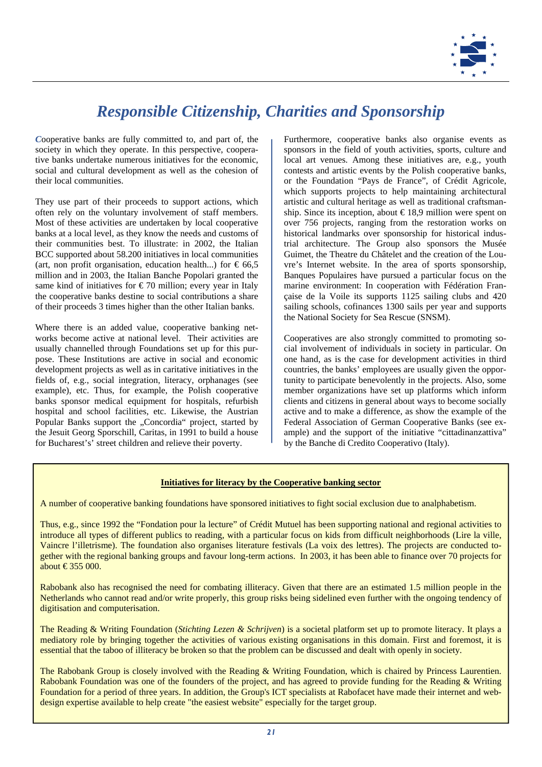# Responsible Citizenship, Charities and Sponsorship

Cooperative banks are fully committed to, and part of, the society in which they operate. In this perspective, cooperative banks undertake numerous initiatives for the economic, social and cultural development as well as the cohesion of their local communities.

They use part of their proceeds to support actions, which often rely on the voluntary involvement of staff members. Most of these activities are undertaken by local cooperative banks at a local level, as they know the needs and customs of their communities best. To illustrate: in 2002, the Italian BCC supported about 58.200 initiatives in local communities (art, non profit organisation, education health...) for € 66,5 million and in 2003, the Italian Banche Popolari granted the same kind of initiatives for € 70 million; every year in Italy the cooperative banks destine to social contributions a share of their proceeds 3 times higher than the other Italian banks.

Where there is an added value, cooperative banking networks become active at national level. Their activities are usually channelled through Foundations set up for this purpose. These Institutions are active in social and economic development projects as well as in caritative initiatives in the fields of, e.g., social integration, literacy, orphanages (see example), etc. Thus, for example, the Polish cooperative banks sponsor medical equipment for hospitals, refurbish hospital and school facilities, etc. Likewise, the Austrian Popular Banks support the „Concordia" project, started by the Jesuit Georg Sporschill, Caritas, in 1991 to build a house for Bucharest's' street children and relieve their poverty.

Furthermore, cooperative banks also organise events as sponsors in the field of youth activities, sports, culture and local art venues. Among these initiatives are, e.g., youth contests and artistic events by the Polish cooperative banks, or the Foundation "Pays de France", of Crédit Agricole, which supports projects to help maintaining architectural artistic and cultural heritage as well as traditional craftsmanship. Since its inception, about € 18,9 million were spent on over 756 projects, ranging from the restoration works on historical landmarks over sponsorship for historical industrial architecture. The Group also sponsors the Musée Guimet, the Theatre du Châtelet and the creation of the Louvre's Internet website. In the area of sports sponsorship, Banques Populaires have pursued a particular focus on the marine environment: In cooperation with Fédération Française de la Voile its supports 1125 sailing clubs and 420 sailing schools, cofinances 1300 sails per year and supports the National Society for Sea Rescue (SNSM).

Cooperatives are also strongly committed to promoting social involvement of individuals in society in particular. On one hand, as is the case for development activities in third countries, the banks' employees are usually given the opportunity to participate benevolently in the projects. Also, some member organizations have set up platforms which inform clients and citizens in general about ways to become socially active and to make a difference, as show the example of the Federal Association of German Cooperative Banks (see example) and the support of the initiative "cittadinanzattiva" by the Banche di Credito Cooperativo (Italy).

**Initiatives for literacy by the Cooperative banking sector**

A number of cooperative banking foundations have sponsored initiatives to fight social exclusion due to analphabetism.

Thus, e.g., since 1992 the "Fondation pour la lecture" of Crédit Mutuel has been supporting national and regional activities to introduce all types of different publics to reading, with a particular focus on kids from difficult neighborhoods (Lire la ville, Vaincre l'illetrisme). The foundation also organises literature festivals (La voix des lettres). The projects are conducted together with the regional banking groups and favour long-term actions. In 2003, it has been able to finance over 70 projects for about € 355 000.

Rabobank also has recognised the need for combating illiteracy. Given that there are an estimated 1.5 million people in the Netherlands who cannot read and/or write properly, this group risks being sidelined even further with the ongoing tendency of digitisation and computerisation.

The Reading & Writing Foundation (*Stichting Lezen & Schrijven*) is a societal platform set up to promote literacy. It plays a mediatory role by bringing together the activities of various existing organisations in this domain. First and foremost, it is essential that the taboo of illiteracy be broken so that the problem can be discussed and dealt with openly in society.

The Rabobank Group is closely involved with the Reading & Writing Foundation, which is chaired by Princess Laurentien. Rabobank Foundation was one of the founders of the project, and has agreed to provide funding for the Reading & Writing Foundation for a period of three years. In addition, the Group's ICT specialists at Rabofacet have made their internet and web-design expertise available to help create "the easiest website" especially for the target group.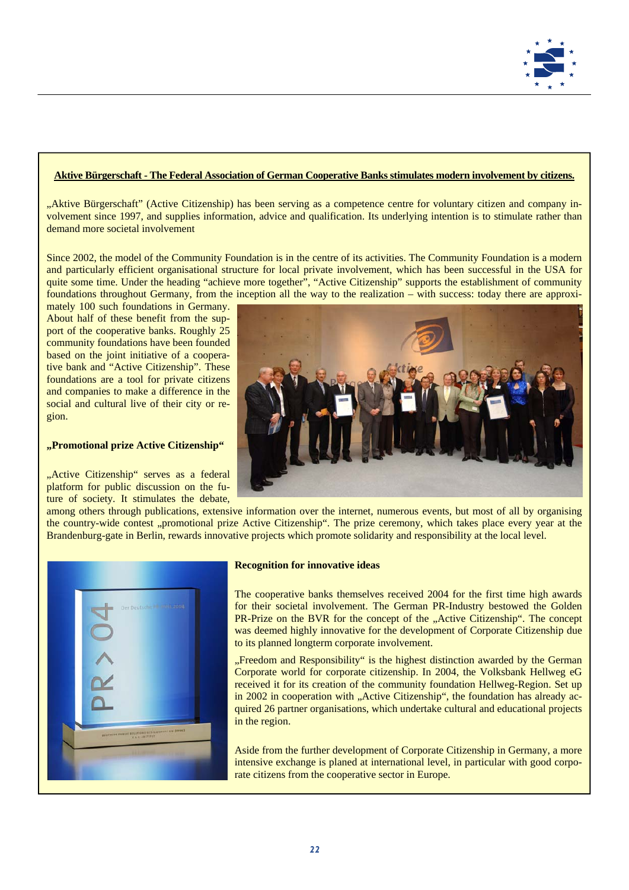**Aktive Bürgerschaft - The Federal Association of German Cooperative Banks stimulates modern involvement by citizens.**

„Aktive Bürgerschaft" (Active Citizenship) has been serving as a competence centre for voluntary citizen and company involvement since 1997, and supplies information, advice and qualification. Its underlying intention is to stimulate rather than demand more societal involvement

Since 2002, the model of the Community Foundation is in the centre of its activities. The Community Foundation is a modern and particularly efficient organisational structure for local private involvement, which has been successful in the USA for quite some time. Under the heading "achieve more together", "Active Citizenship" supports the establishment of community foundations throughout Germany, from the inception all the way to the realization – with success: today there are approximately 100 such foundations in Germany. About half of these benefit from the support of the cooperative banks. Roughly 25 community foundations have been founded based on the joint initiative of a cooperative bank and "Active Citizenship". These foundations are a tool for private citizens and companies to make a difference in the social and cultural live of their city or region.

**„Promotional prize Active Citizenship"**

„Active Citizenship" serves as a federal platform for public discussion on the future of society. It stimulates the debate, among others through publications, extensive information over the internet, numerous events, but most of all by organising the country-wide contest „promotional prize Active Citizenship". The prize ceremony, which takes place every year at the Brandenburg-gate in Berlin, rewards innovative projects which promote solidarity and responsibility at the local level.

**Recognition for innovative ideas**

The cooperative banks themselves received 2004 for the first time high awards for their societal involvement. The German PR-Industry bestowed the Golden PR-Prize on the BVR for the concept of the „Active Citizenship". The concept was deemed highly innovative for the development of Corporate Citizenship due to its planned longterm corporate involvement.

„Freedom and Responsibility" is the highest distinction awarded by the German Corporate world for corporate citizenship. In 2004, the Volksbank Hellweg eG received it for its creation of the community foundation Hellweg-Region. Set up in 2002 in cooperation with „Active Citizenship", the foundation has already acquired 26 partner organisations, which undertake cultural and educational projects in the region.

Aside from the further development of Corporate Citizenship in Germany, a more intensive exchange is planed at international level, in particular with good corporate citizens from the cooperative sector in Europe.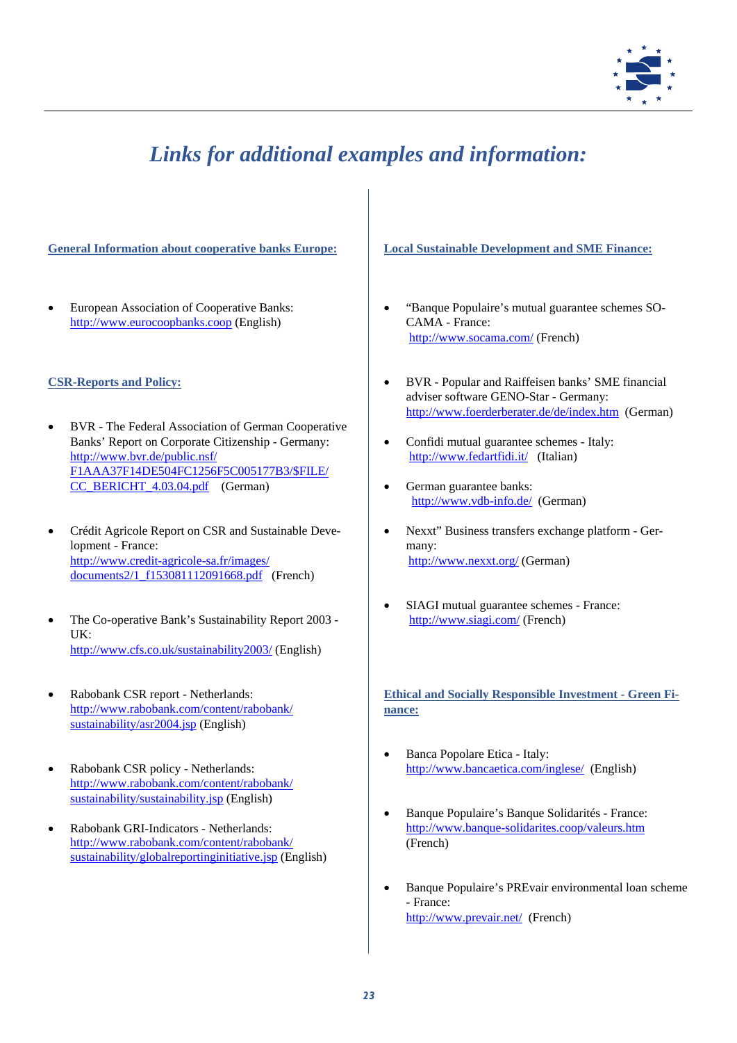# *Links for additional examples and information:*

## General Information about cooperative banks Europe:

- European Association of Cooperative Banks: http://www.eurocoopbanks.coop (English)

## CSR-Reports and Policy:

- BVR - The Federal Association of German Cooperative Banks' Report on Corporate Citizenship - Germany: http://www.bvr.de/public.nsf/F1AAA37F14DE504FC1256F5C005177B3/$FILE/CC_BERICHT_4.03.04.pdf (German)

- Crédit Agricole Report on CSR and Sustainable Development - France: http://www.credit-agricole-sa.fr/images/documents2/1_f153081112091668.pdf (French)

- The Co-operative Bank's Sustainability Report 2003 - UK: http://www.cfs.co.uk/sustainability2003/ (English)

- Rabobank CSR report - Netherlands: http://www.rabobank.com/content/rabobank/sustainability/asr2004.jsp (English)

- Rabobank CSR policy - Netherlands: http://www.rabobank.com/content/rabobank/sustainability/sustainability.jsp (English)

- Rabobank GRI-Indicators - Netherlands: http://www.rabobank.com/content/rabobank/sustainability/globalreportinginitiative.jsp (English)

## Local Sustainable Development and SME Finance:

- "Banque Populaire's mutual guarantee schemes SOCAMA - France: http://www.socama.com/ (French)

- BVR - Popular and Raiffeisen banks' SME financial adviser software GENO-Star - Germany: http://www.foerderberater.de/de/index.htm (German)

- Confidi mutual guarantee schemes - Italy: http://www.fedartfidi.it/ (Italian)

- German guarantee banks: http://www.vdb-info.de/ (German)

- Nexxt" Business transfers exchange platform - Germany: http://www.nexxt.org/ (German)

- SIAGI mutual guarantee schemes - France: http://www.siagi.com/ (French)

## Ethical and Socially Responsible Investment - Green Finance:

- Banca Popolare Etica - Italy: http://www.bancaetica.com/inglese/ (English)

- Banque Populaire's Banque Solidarités - France: http://www.banque-solidarites.coop/valeurs.htm (French)

- Banque Populaire's PREvair environmental loan scheme - France: http://www.prevair.net/ (French)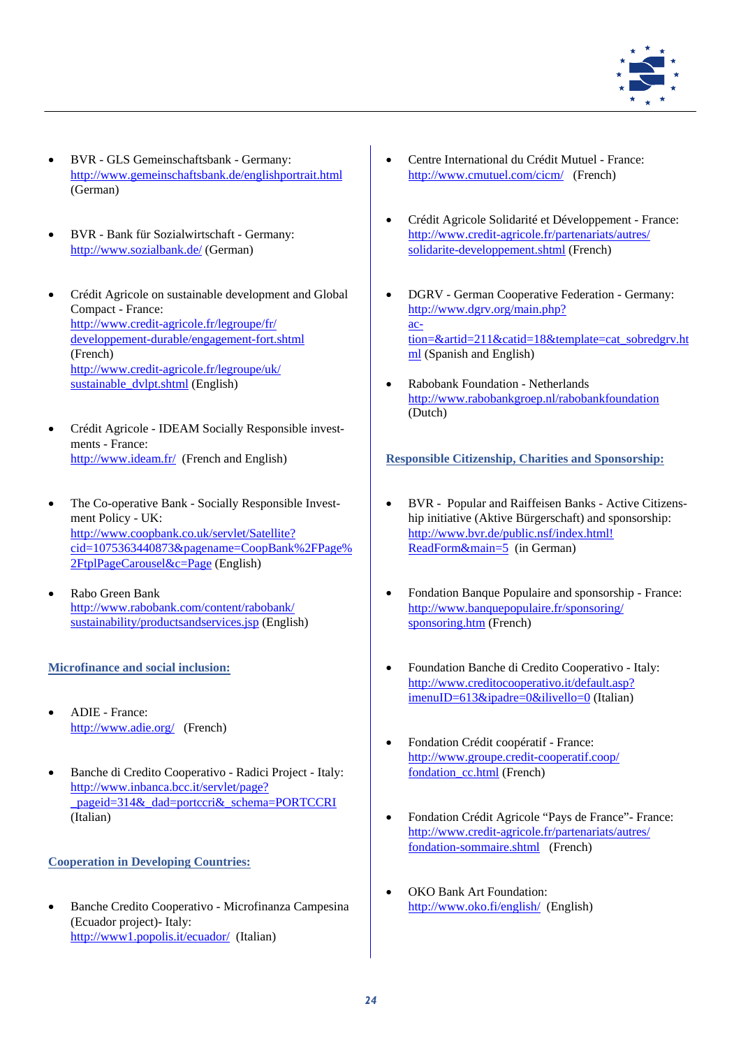- BVR - GLS Gemeinschaftsbank - Germany: http://www.gemeinschaftsbank.de/englishportrait.html (German)

- BVR - Bank für Sozialwirtschaft - Germany: http://www.sozialbank.de/ (German)

- Crédit Agricole on sustainable development and Global Compact - France: http://www.credit-agricole.fr/legroupe/fr/developpement-durable/engagement-fort.shtml (French) http://www.credit-agricole.fr/legroupe/uk/sustainable_dvlpt.shtml (English)

- Crédit Agricole - IDEAM Socially Responsible investments - France: http://www.ideam.fr/ (French and English)

- The Co-operative Bank - Socially Responsible Investment Policy - UK: http://www.coopbank.co.uk/servlet/Satellite?cid=1075363440873&pagename=CoopBank%2FPage%2FtplPageCarousel&c=Page (English)

- Rabo Green Bank http://www.rabobank.com/content/rabobank/sustainability/productsandservices.jsp (English)

**Microfinance and social inclusion:**

- ADIE - France: http://www.adie.org/ (French)

- Banche di Credito Cooperativo - Radici Project - Italy: http://www.inbanca.bcc.it/servlet/page?_pageid=314&_dad=portccri&_schema=PORTCCRI (Italian)

**Cooperation in Developing Countries:**

- Banche Credito Cooperativo - Microfinanza Campesina (Ecuador project)- Italy: http://www1.popolis.it/ecuador/ (Italian)

- Centre International du Crédit Mutuel - France: http://www.cmutuel.com/cicm/ (French)

- Crédit Agricole Solidarité et Développement - France: http://www.credit-agricole.fr/partenariats/autres/solidarite-developpement.shtml (French)

- DGRV - German Cooperative Federation - Germany: http://www.dgrv.org/main.php?action=&artid=211&catid=18&template=cat_sobredgrv.html (Spanish and English)

- Rabobank Foundation - Netherlands http://www.rabobankgroep.nl/rabobankfoundation (Dutch)

**Responsible Citizenship, Charities and Sponsorship:**

- BVR - Popular and Raiffeisen Banks - Active Citizenship initiative (Aktive Bürgerschaft) and sponsorship: http://www.bvr.de/public.nsf/index.html!ReadForm&main=5 (in German)

- Fondation Banque Populaire and sponsorship - France: http://www.banquepopulaire.fr/sponsoring/sponsoring.htm (French)

- Foundation Banche di Credito Cooperativo - Italy: http://www.creditocooperativo.it/default.asp?imenuID=613&ipadre=0&ilivello=0 (Italian)

- Fondation Crédit coopératif - France: http://www.groupe.credit-cooperatif.coop/fondation_cc.html (French)

- Fondation Crédit Agricole "Pays de France"- France: http://www.credit-agricole.fr/partenariats/autres/fondation-sommaire.shtml (French)

- OKO Bank Art Foundation: http://www.oko.fi/english/ (English)